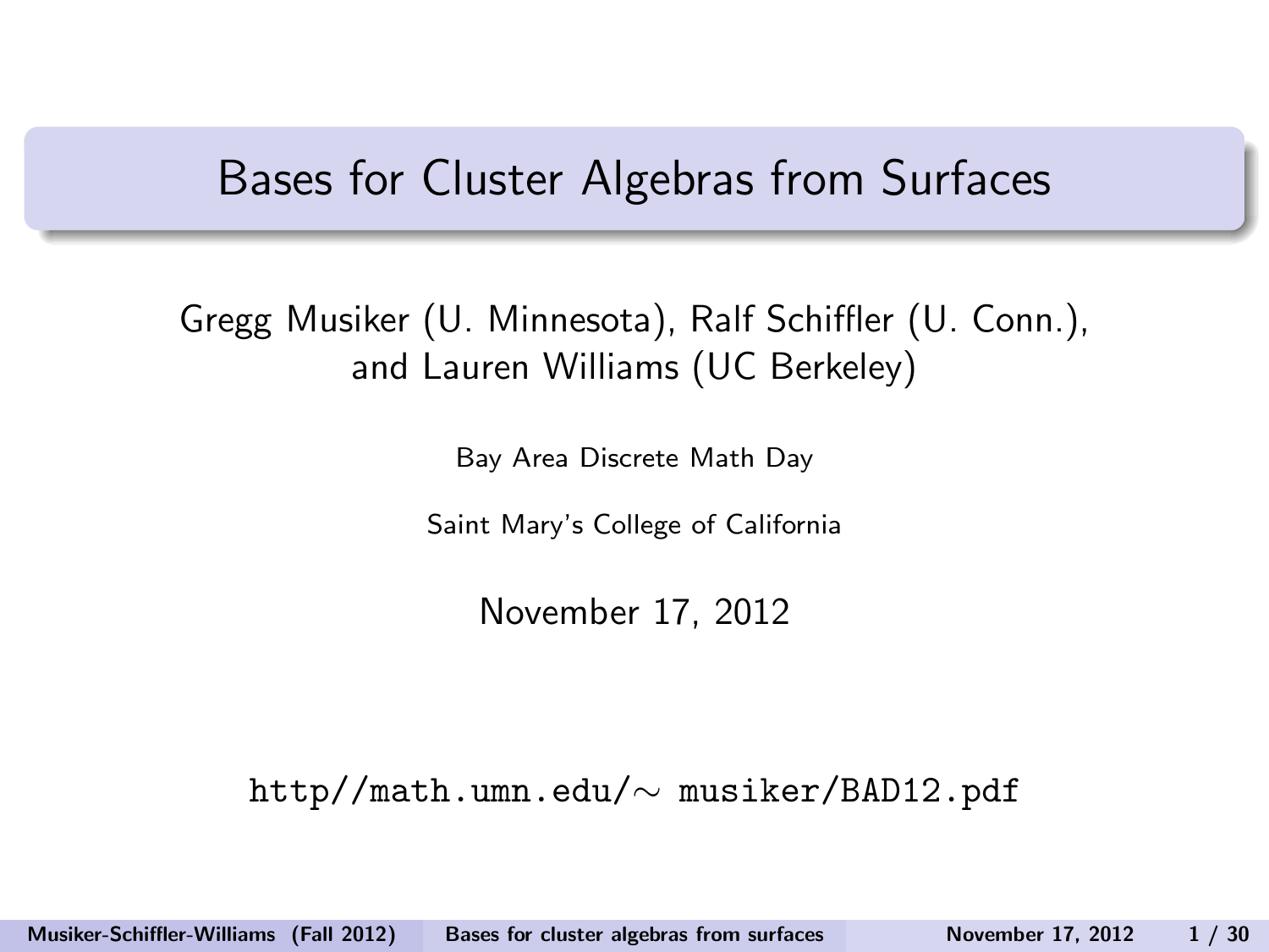# Bases for Cluster Algebras from Surfaces

Gregg Musiker (U. Minnesota), Ralf Schiffler (U. Conn.), and Lauren Williams (UC Berkeley)

Bay Area Discrete Math Day

Saint Mary's College of California

November 17, 2012

`http//math.umn.edu/∼ musiker/BAD12.pdf`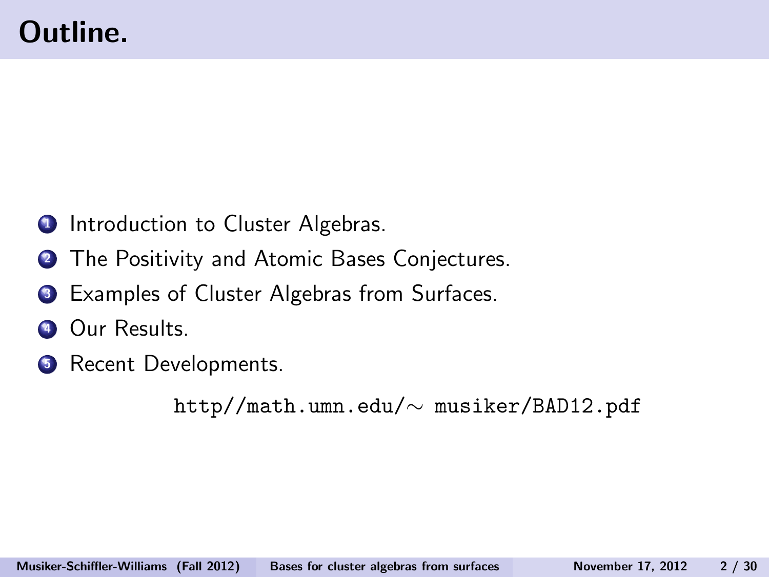# Outline.

1. Introduction to Cluster Algebras.
2. The Positivity and Atomic Bases Conjectures.
3. Examples of Cluster Algebras from Surfaces.
4. Our Results.
5. Recent Developments.

http//math.umn.edu/∼ musiker/BAD12.pdf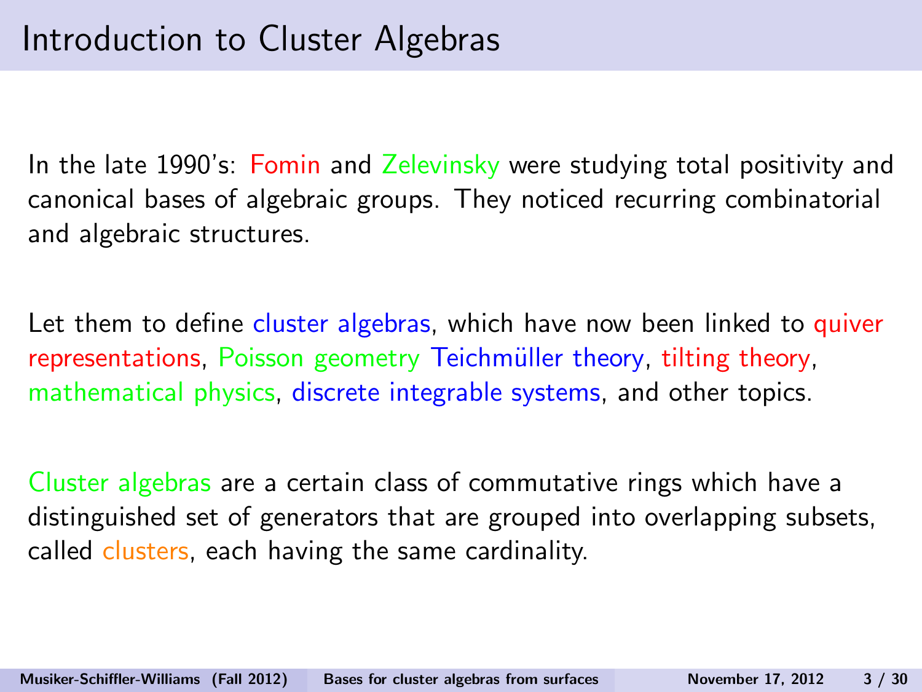# Introduction to Cluster Algebras

In the late 1990's: Fomin and Zelevinsky were studying total positivity and canonical bases of algebraic groups. They noticed recurring combinatorial and algebraic structures.

Let them to define cluster algebras, which have now been linked to quiver representations, Poisson geometry Teichmüller theory, tilting theory, mathematical physics, discrete integrable systems, and other topics.

Cluster algebras are a certain class of commutative rings which have a distinguished set of generators that are grouped into overlapping subsets, called clusters, each having the same cardinality.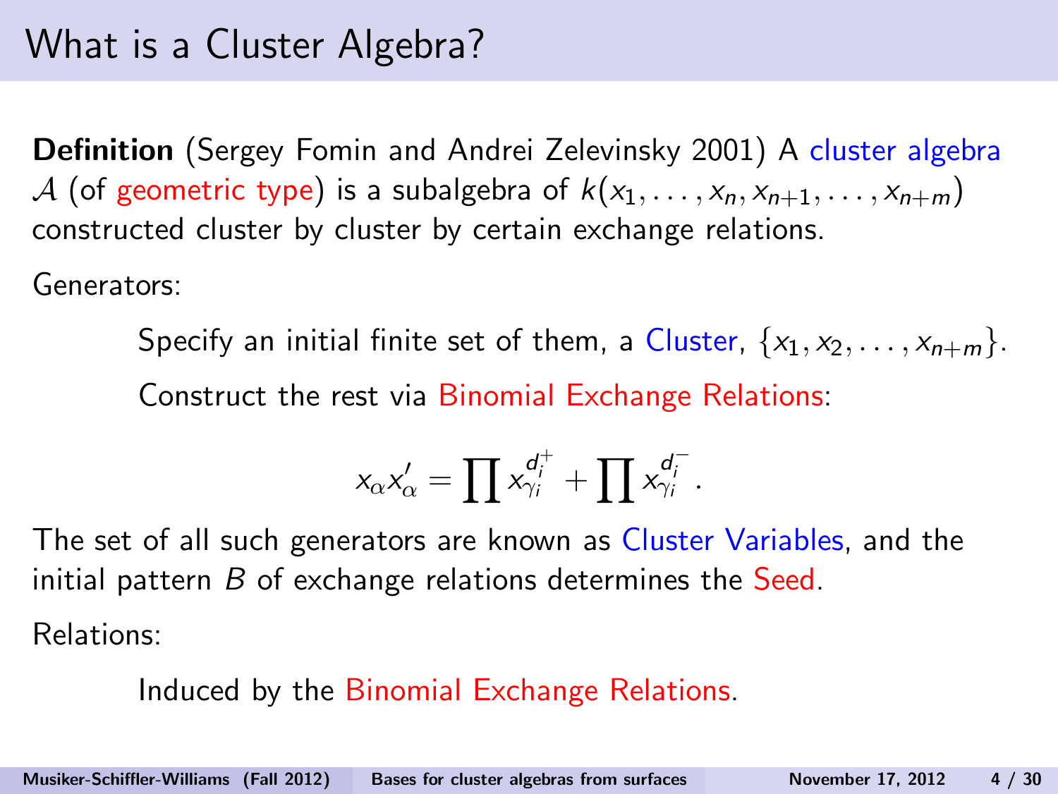# What is a Cluster Algebra?

**Definition** (Sergey Fomin and Andrei Zelevinsky 2001) A cluster algebra $\mathcal{A}$ (of geometric type) is a subalgebra of $k(x_1, \ldots, x_n, x_{n+1}, \ldots, x_{n+m})$ constructed cluster by cluster by certain exchange relations.

Generators:

Specify an initial finite set of them, a Cluster, $\{x_1, x_2, \ldots, x_{n+m}\}$.

Construct the rest via Binomial Exchange Relations:

$$x_\alpha x'_\alpha = \prod x_{\gamma_i}^{d_i^+} + \prod x_{\gamma_i}^{d_i^-}.$$

The set of all such generators are known as Cluster Variables, and the initial pattern $B$ of exchange relations determines the Seed.

Relations:

Induced by the Binomial Exchange Relations.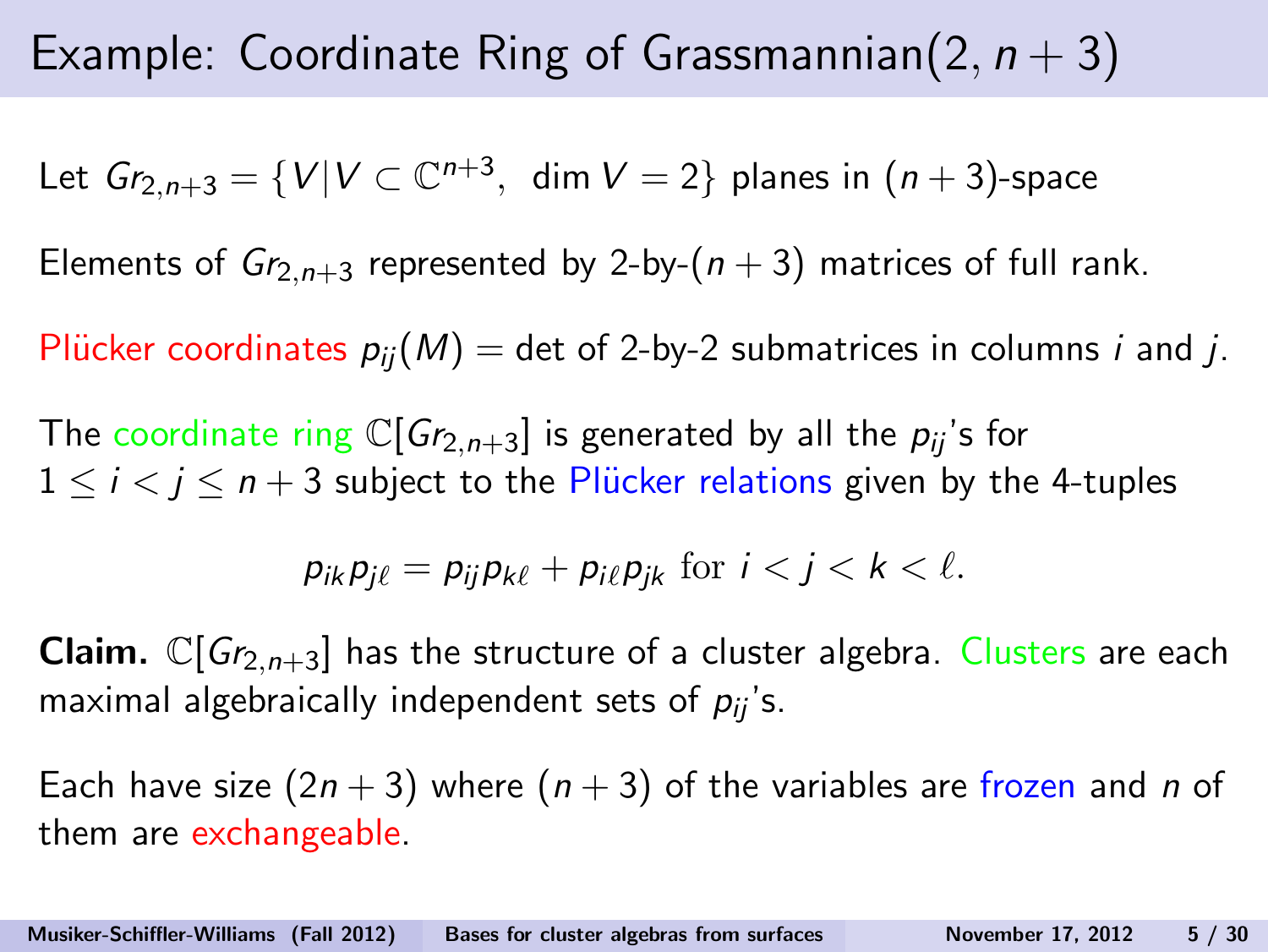# Example: Coordinate Ring of Grassmannian$(2, n+3)$

Let $Gr_{2,n+3} = \{V | V \subset \mathbb{C}^{n+3},\ \dim V = 2\}$ planes in $(n+3)$-space

Elements of $Gr_{2,n+3}$ represented by 2-by-$(n+3)$ matrices of full rank.

Plücker coordinates $p_{ij}(M)$ = det of 2-by-2 submatrices in columns $i$ and $j$.

The coordinate ring $\mathbb{C}[Gr_{2,n+3}]$ is generated by all the $p_{ij}$'s for $1 \leq i < j \leq n+3$ subject to the Plücker relations given by the 4-tuples

$$p_{ik}p_{j\ell} = p_{ij}p_{k\ell} + p_{i\ell}p_{jk} \text{ for } i < j < k < \ell.$$

**Claim.** $\mathbb{C}[Gr_{2,n+3}]$ has the structure of a cluster algebra. Clusters are each maximal algebraically independent sets of $p_{ij}$'s.

Each have size $(2n+3)$ where $(n+3)$ of the variables are frozen and $n$ of them are exchangeable.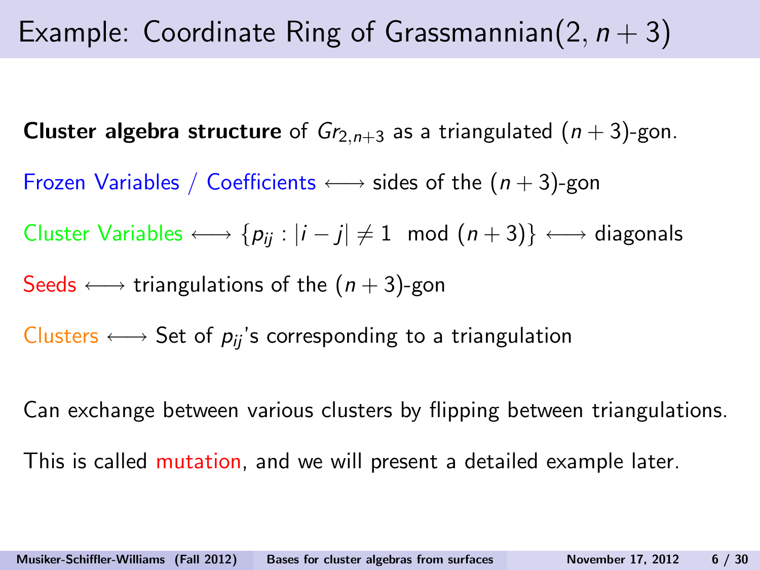# Example: Coordinate Ring of Grassmannian$(2, n+3)$

**Cluster algebra structure** of $Gr_{2,n+3}$ as a triangulated $(n+3)$-gon.

Frozen Variables / Coefficients $\longleftrightarrow$ sides of the $(n+3)$-gon

Cluster Variables $\longleftrightarrow \{p_{ij} : |i-j| \neq 1 \mod (n+3)\} \longleftrightarrow$ diagonals

Seeds $\longleftrightarrow$ triangulations of the $(n+3)$-gon

Clusters $\longleftrightarrow$ Set of $p_{ij}$'s corresponding to a triangulation

Can exchange between various clusters by flipping between triangulations.

This is called mutation, and we will present a detailed example later.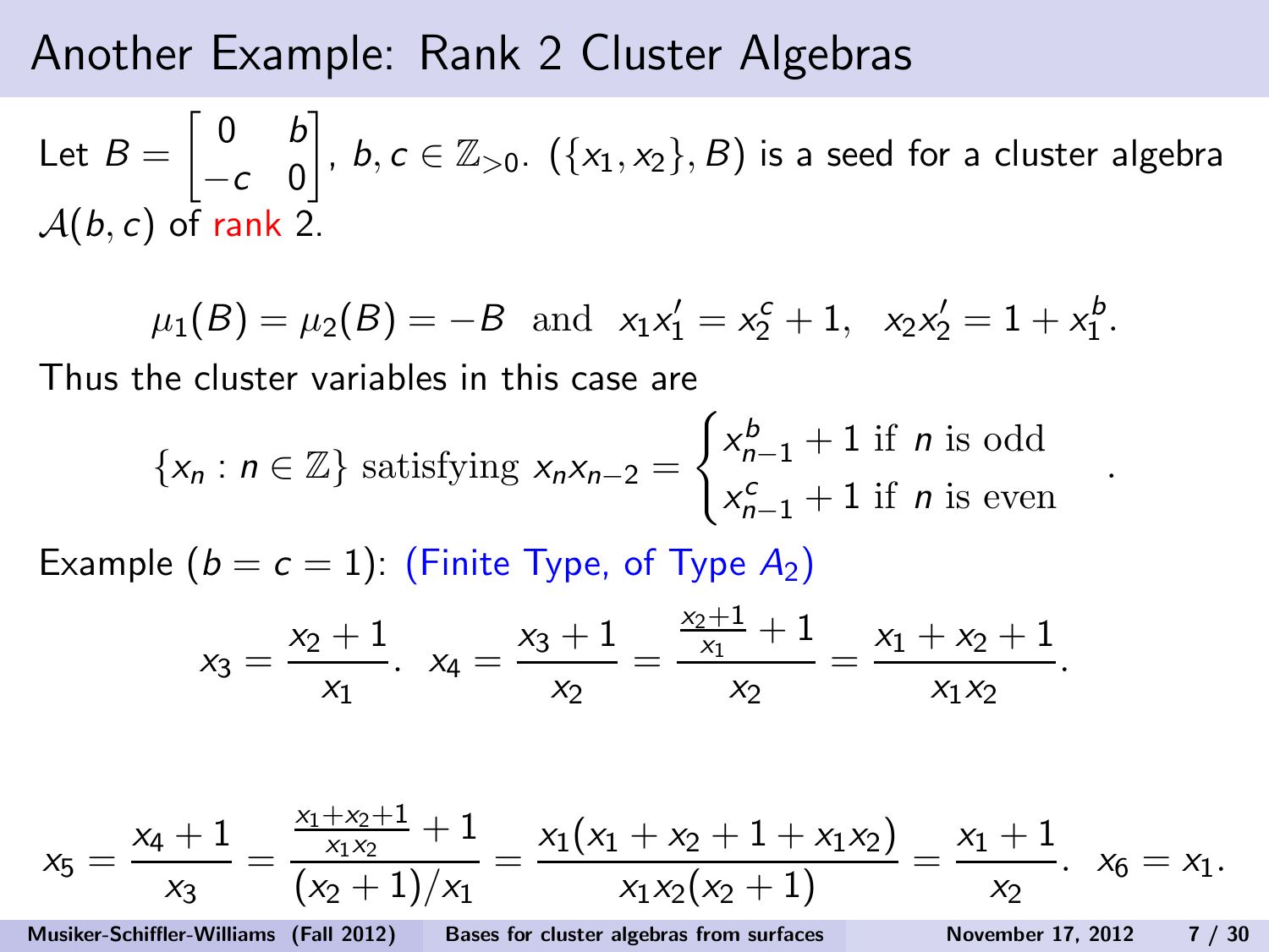# Another Example: Rank 2 Cluster Algebras

Let $B = \begin{bmatrix} 0 & b \\ -c & 0 \end{bmatrix}$, $b, c \in \mathbb{Z}_{>0}$. $(\{x_1, x_2\}, B)$ is a seed for a cluster algebra $\mathcal{A}(b, c)$ of rank 2.

$$\mu_1(B) = \mu_2(B) = -B \text{ and } x_1 x_1' = x_2^c + 1, \quad x_2 x_2' = 1 + x_1^b.$$

Thus the cluster variables in this case are

$$\{x_n : n \in \mathbb{Z}\} \text{ satisfying } x_n x_{n-2} = \begin{cases} x_{n-1}^b + 1 \text{ if } n \text{ is odd} \\ x_{n-1}^c + 1 \text{ if } n \text{ is even} \end{cases}.$$

Example ($b = c = 1$): (Finite Type, of Type $A_2$)

$$x_3 = \frac{x_2 + 1}{x_1}. \quad x_4 = \frac{x_3 + 1}{x_2} = \frac{\frac{x_2+1}{x_1} + 1}{x_2} = \frac{x_1 + x_2 + 1}{x_1 x_2}.$$

$$x_5 = \frac{x_4 + 1}{x_3} = \frac{\frac{x_1+x_2+1}{x_1x_2} + 1}{(x_2 + 1)/x_1} = \frac{x_1(x_1 + x_2 + 1 + x_1 x_2)}{x_1 x_2 (x_2 + 1)} = \frac{x_1 + 1}{x_2}. \quad x_6 = x_1.$$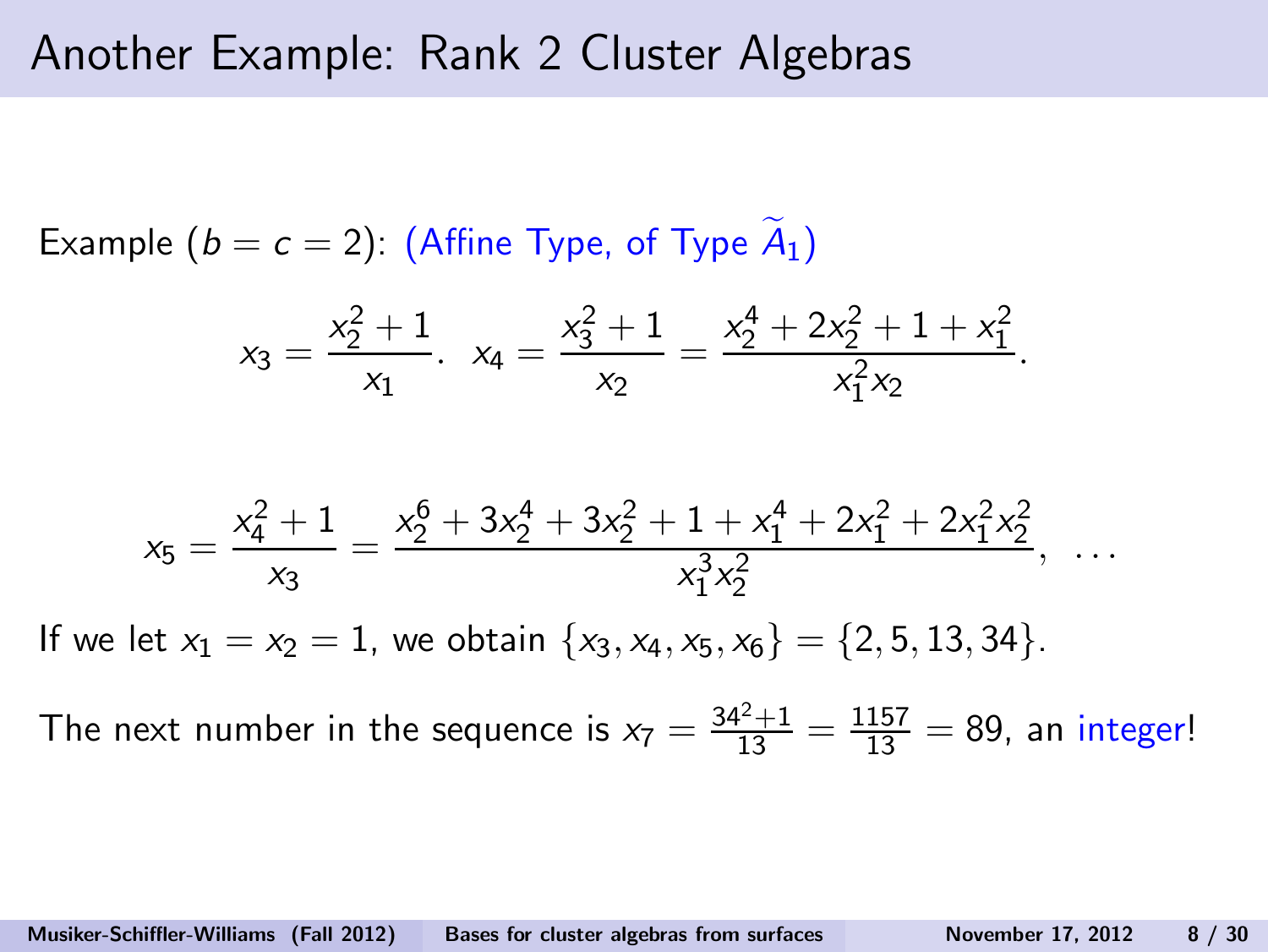# Another Example: Rank 2 Cluster Algebras

Example ($b = c = 2$): (Affine Type, of Type $\widetilde{A}_1$)

$$x_3 = \frac{x_2^2+1}{x_1}. \quad x_4 = \frac{x_3^2+1}{x_2} = \frac{x_2^4+2x_2^2+1+x_1^2}{x_1^2 x_2}.$$

$$x_5 = \frac{x_4^2+1}{x_3} = \frac{x_2^6+3x_2^4+3x_2^2+1+x_1^4+2x_1^2+2x_1^2x_2^2}{x_1^3x_2^2}, \quad \ldots$$

If we let $x_1 = x_2 = 1$, we obtain $\{x_3, x_4, x_5, x_6\} = \{2, 5, 13, 34\}$.

The next number in the sequence is $x_7 = \frac{34^2+1}{13} = \frac{1157}{13} = 89$, an integer!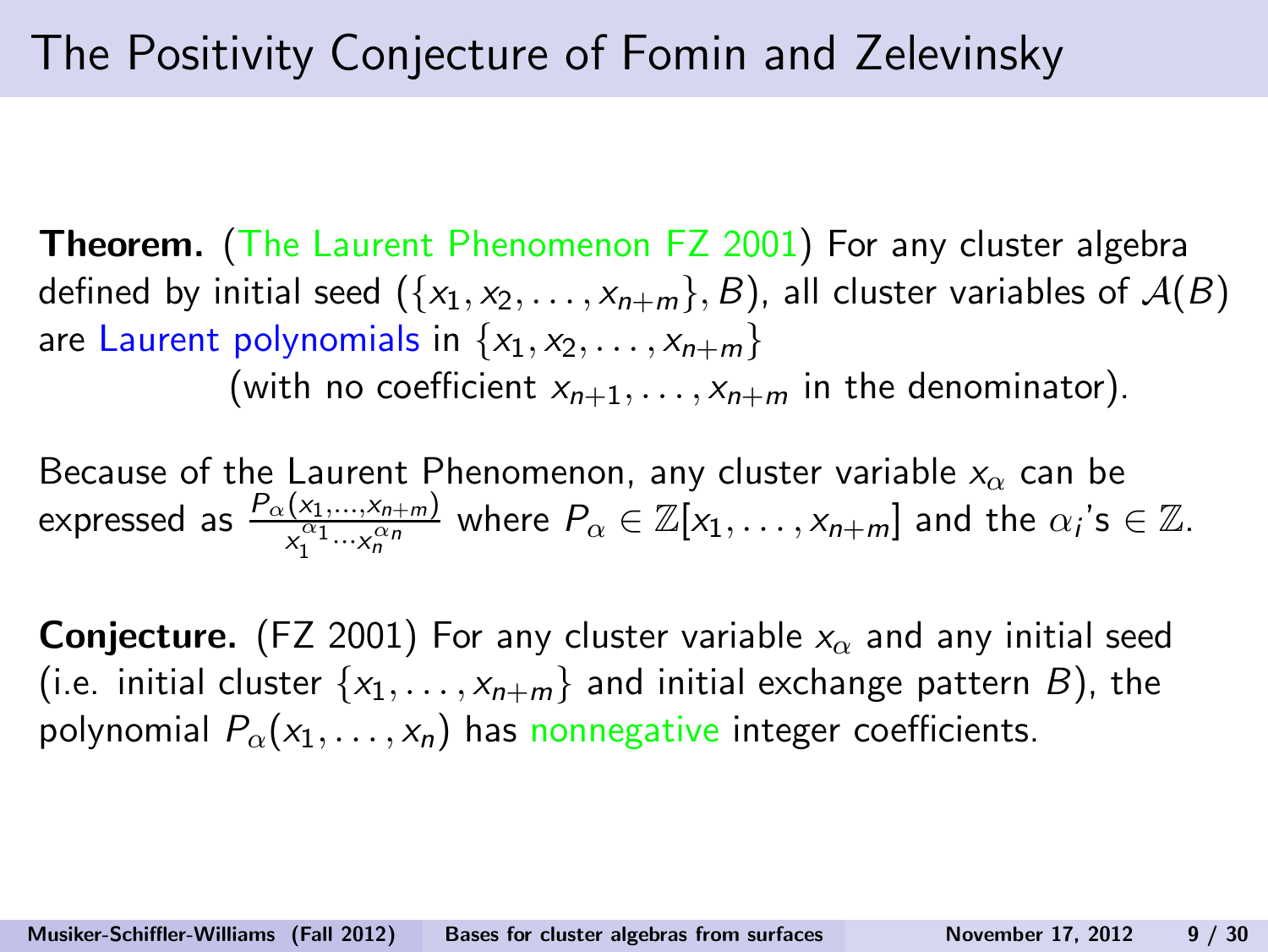# The Positivity Conjecture of Fomin and Zelevinsky

**Theorem.** (The Laurent Phenomenon FZ 2001) For any cluster algebra defined by initial seed $(\{x_1, x_2, \ldots, x_{n+m}\}, B)$, all cluster variables of $\mathcal{A}(B)$ are Laurent polynomials in $\{x_1, x_2, \ldots, x_{n+m}\}$

(with no coefficient $x_{n+1}, \ldots, x_{n+m}$ in the denominator).

Because of the Laurent Phenomenon, any cluster variable $x_\alpha$ can be expressed as $\frac{P_\alpha(x_1, \ldots, x_{n+m})}{x_1^{\alpha_1} \cdots x_n^{\alpha_n}}$ where $P_\alpha \in \mathbb{Z}[x_1, \ldots, x_{n+m}]$ and the $\alpha_i$'s $\in \mathbb{Z}$.

**Conjecture.** (FZ 2001) For any cluster variable $x_\alpha$ and any initial seed (i.e. initial cluster $\{x_1, \ldots, x_{n+m}\}$ and initial exchange pattern $B$), the polynomial $P_\alpha(x_1, \ldots, x_n)$ has nonnegative integer coefficients.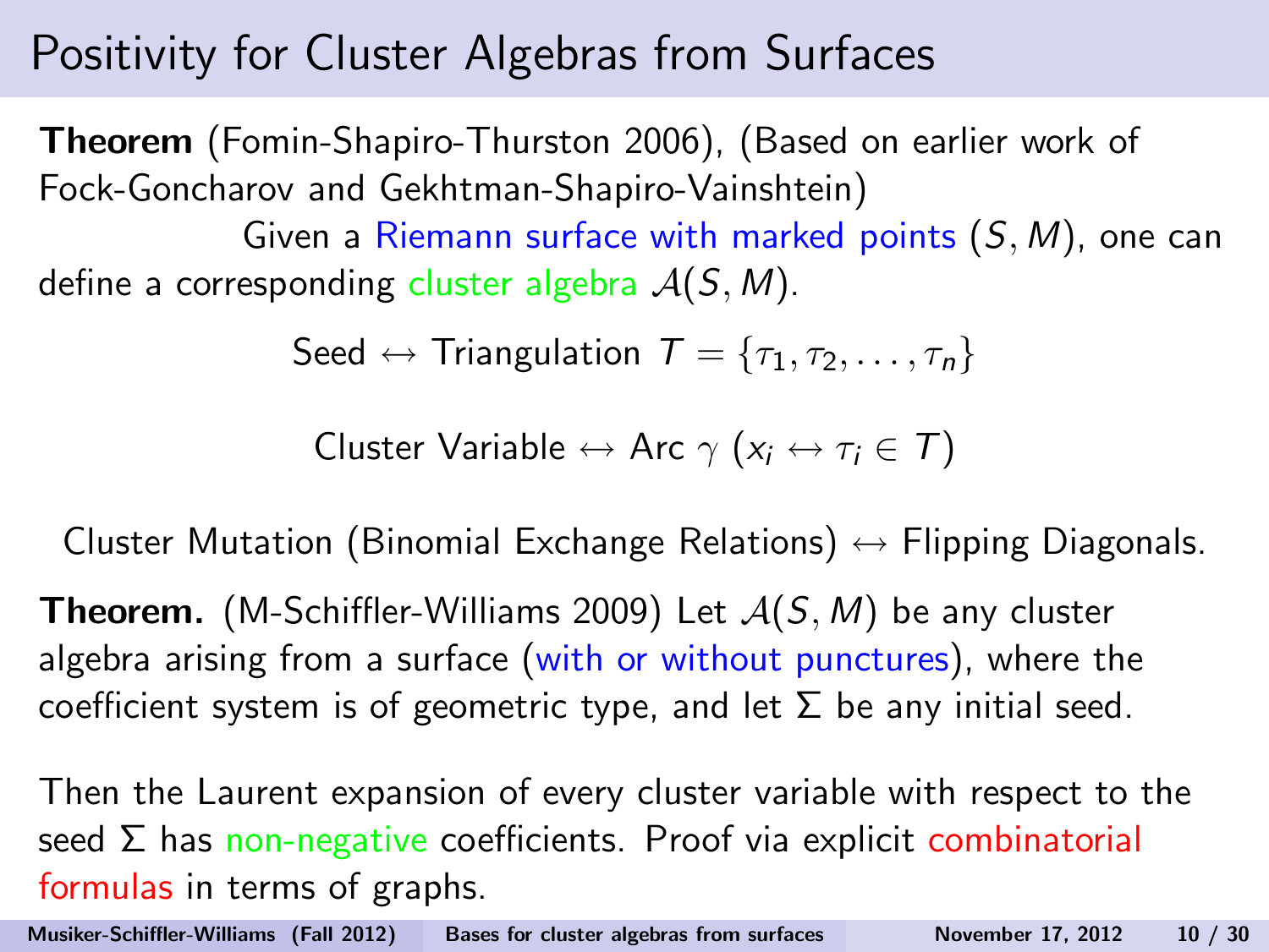# Positivity for Cluster Algebras from Surfaces

**Theorem** (Fomin-Shapiro-Thurston 2006), (Based on earlier work of Fock-Goncharov and Gekhtman-Shapiro-Vainshtein)

Given a Riemann surface with marked points $(S, M)$, one can define a corresponding cluster algebra $\mathcal{A}(S, M)$.

$$\text{Seed} \leftrightarrow \text{Triangulation } T = \{\tau_1, \tau_2, \ldots, \tau_n\}$$

$$\text{Cluster Variable} \leftrightarrow \text{Arc } \gamma \ (x_i \leftrightarrow \tau_i \in T)$$

$$\text{Cluster Mutation (Binomial Exchange Relations)} \leftrightarrow \text{Flipping Diagonals.}$$

**Theorem.** (M-Schiffler-Williams 2009) Let $\mathcal{A}(S, M)$ be any cluster algebra arising from a surface (with or without punctures), where the coefficient system is of geometric type, and let $\Sigma$ be any initial seed.

Then the Laurent expansion of every cluster variable with respect to the seed $\Sigma$ has non-negative coefficients. Proof via explicit combinatorial formulas in terms of graphs.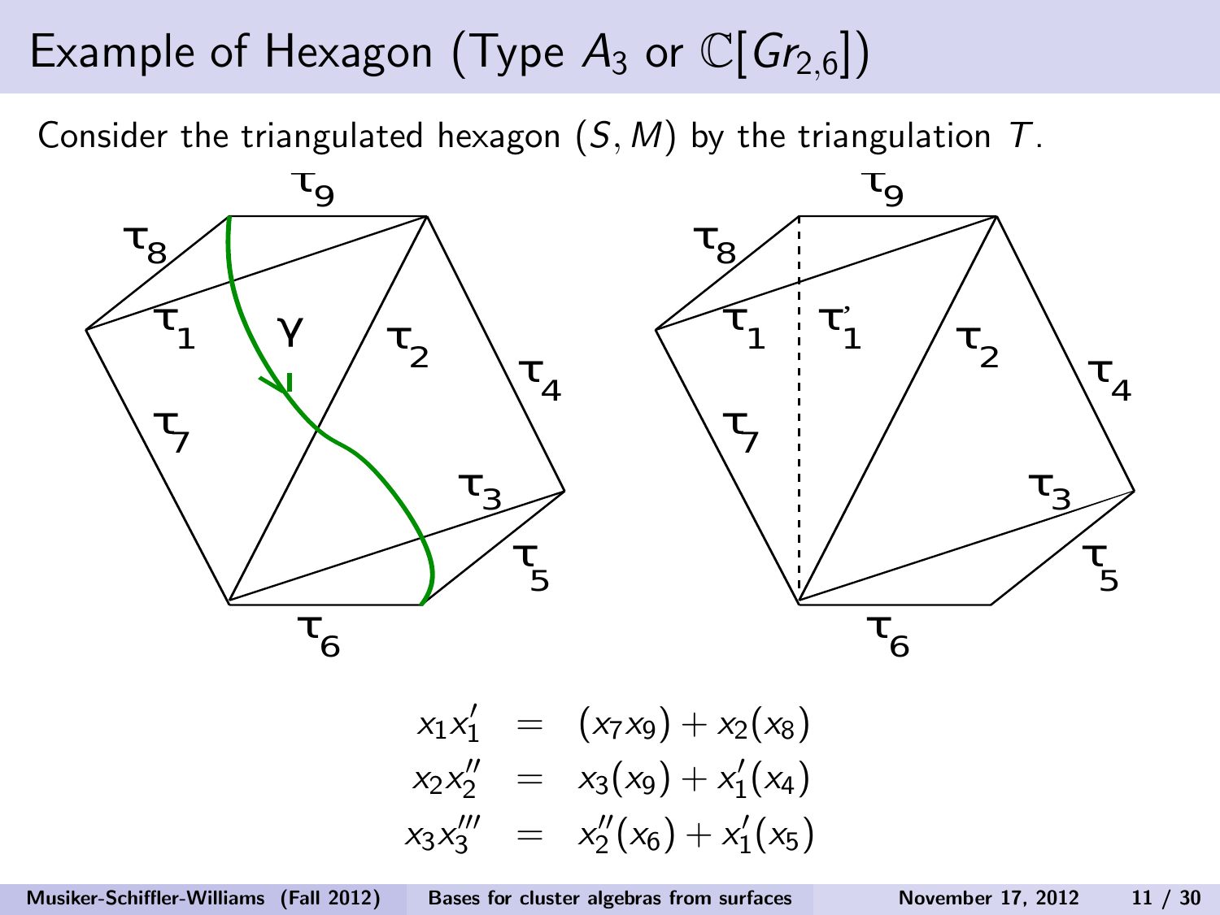# Example of Hexagon (Type $A_3$ or $\mathbb{C}[Gr_{2,6}]$)

Consider the triangulated hexagon $(S, M)$ by the triangulation $T$.

$$
\begin{aligned}
x_1 x_1' &= (x_7 x_9) + x_2(x_8) \\
x_2 x_2'' &= x_3(x_9) + x_1'(x_4) \\
x_3 x_3''' &= x_2''(x_6) + x_1'(x_5)
\end{aligned}
$$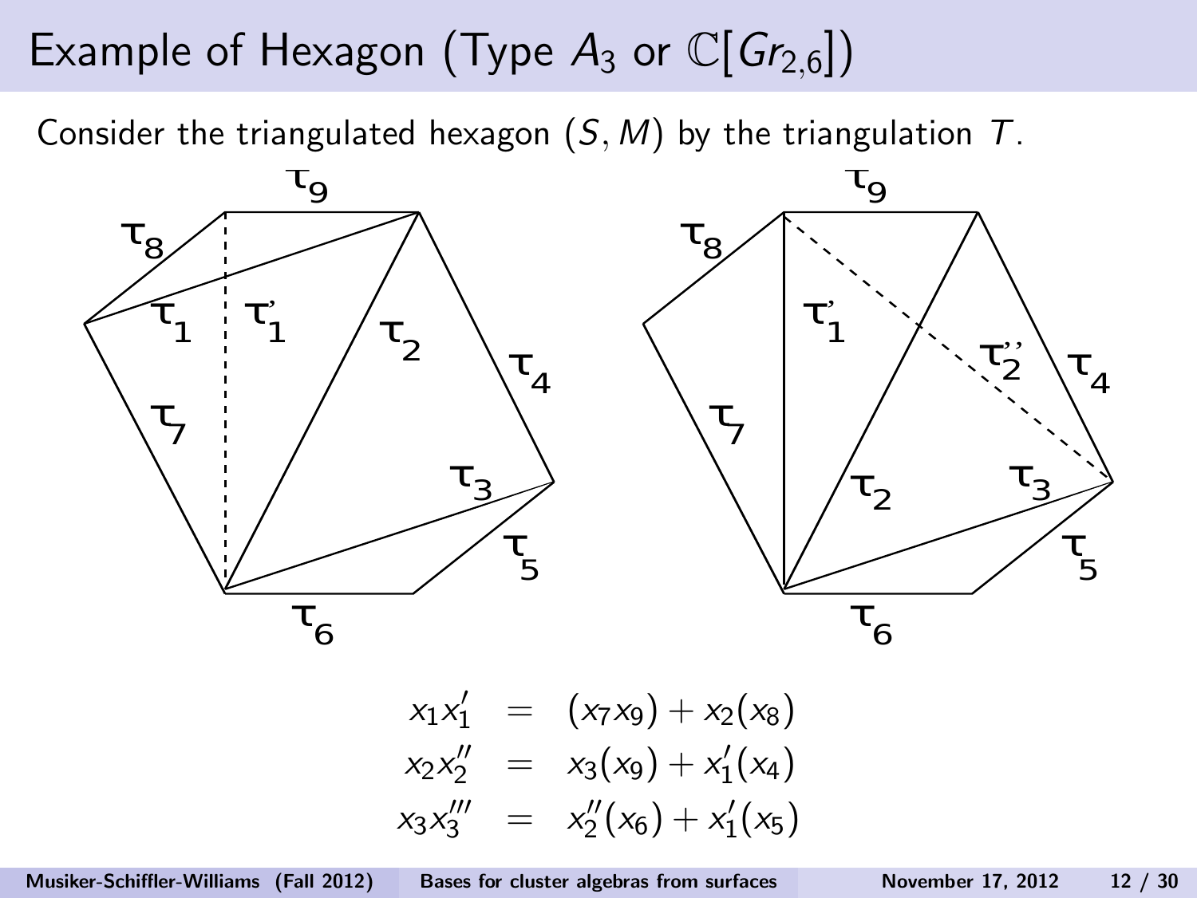# Example of Hexagon (Type $A_3$ or $\mathbb{C}[Gr_{2,6}]$)

Consider the triangulated hexagon $(S, M)$ by the triangulation $T$.

$$
\begin{aligned}
x_1 x_1' &= (x_7 x_9) + x_2(x_8) \\
x_2 x_2'' &= x_3(x_9) + x_1'(x_4) \\
x_3 x_3''' &= x_2''(x_6) + x_1'(x_5)
\end{aligned}
$$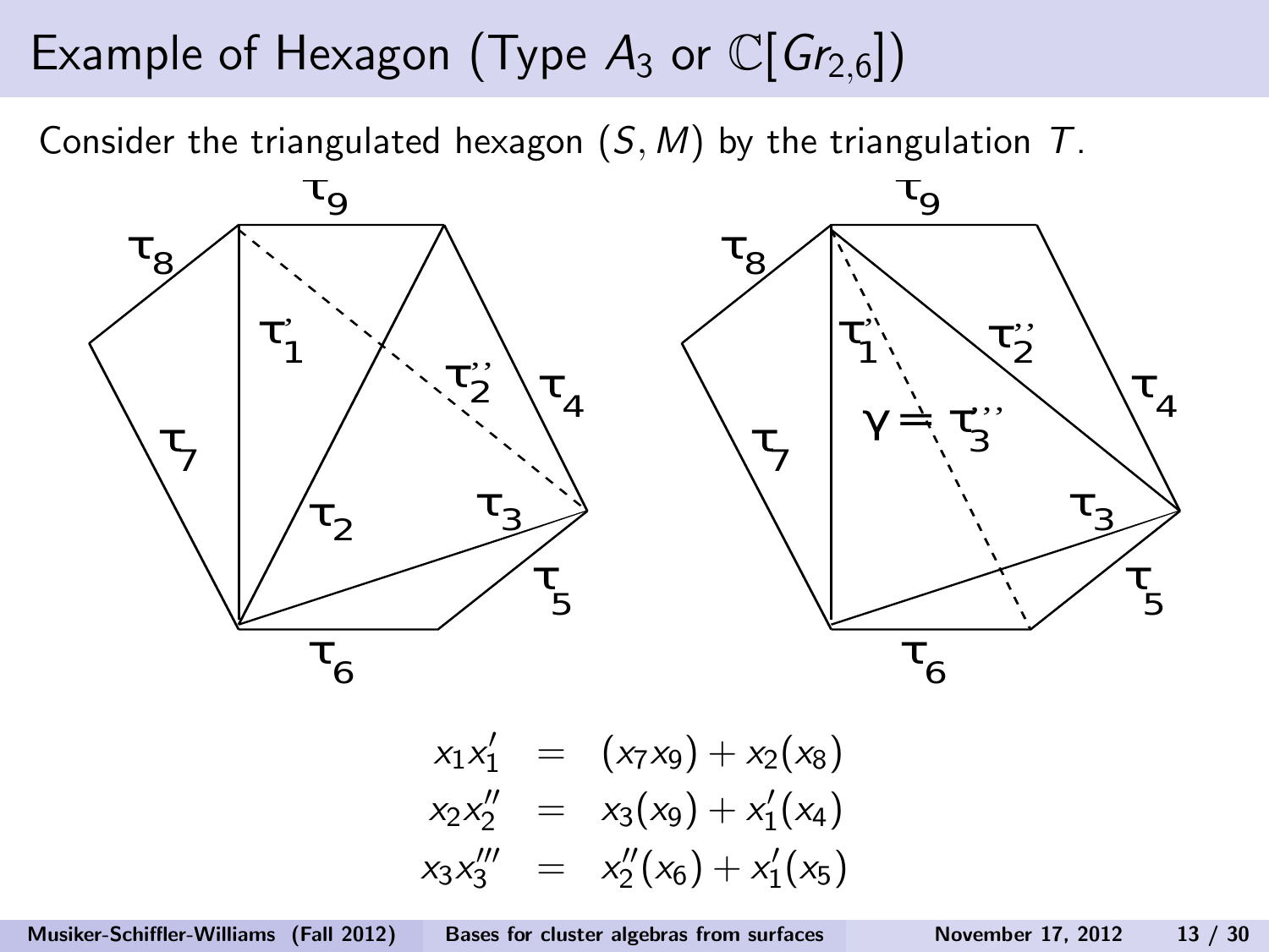# Example of Hexagon (Type $A_3$ or $\mathbb{C}[Gr_{2,6}]$)

Consider the triangulated hexagon $(S, M)$ by the triangulation $T$.

$$
\begin{aligned}
x_1 x_1' &= (x_7 x_9) + x_2(x_8) \\
x_2 x_2'' &= x_3(x_9) + x_1'(x_4) \\
x_3 x_3''' &= x_2''(x_6) + x_1'(x_5)
\end{aligned}
$$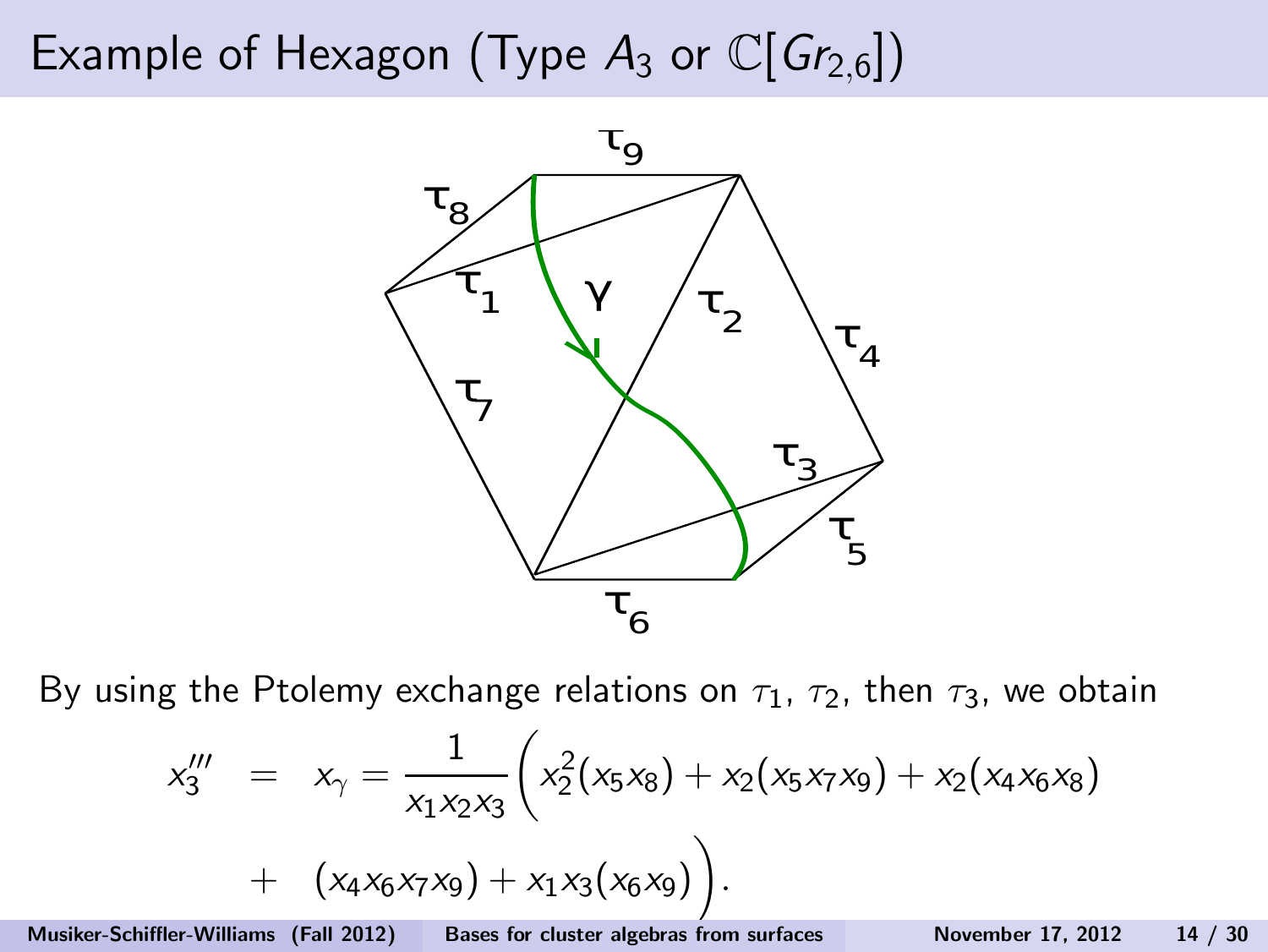# Example of Hexagon (Type $A_3$ or $\mathbb{C}[Gr_{2,6}]$)

By using the Ptolemy exchange relations on $\tau_1$, $\tau_2$, then $\tau_3$, we obtain

$$
\begin{aligned}
x_3''' &= x_\gamma = \frac{1}{x_1 x_2 x_3}\Big( x_2^2(x_5 x_8) + x_2(x_5 x_7 x_9) + x_2(x_4 x_6 x_8) \\
&+ (x_4 x_6 x_7 x_9) + x_1 x_3 (x_6 x_9) \Big).
\end{aligned}
$$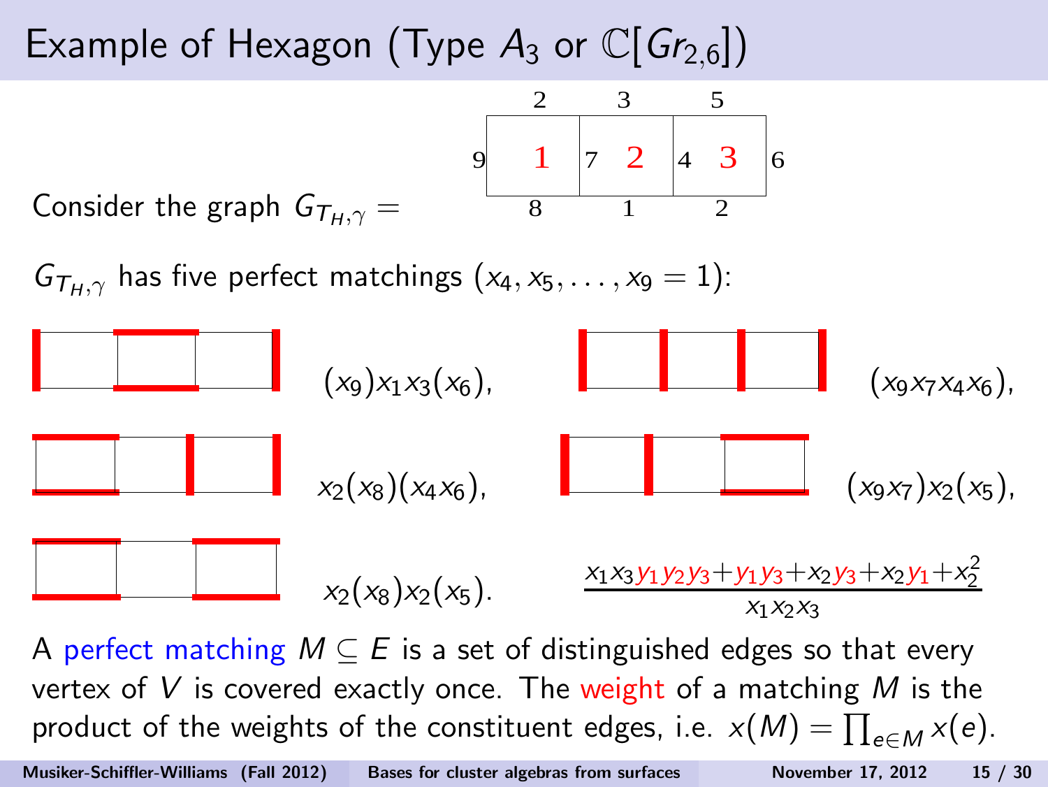# Example of Hexagon (Type $A_3$ or $\mathbb{C}[Gr_{2,6}]$)

Consider the graph $G_{T_H,\gamma} =$

$G_{T_H,\gamma}$ has five perfect matchings $(x_4, x_5, \ldots, x_9 = 1)$:

$(x_9)x_1x_3(x_6)$, $(x_9x_7x_4x_6)$,

$x_2(x_8)(x_4x_6)$, $(x_9x_7)x_2(x_5)$,

$x_2(x_8)x_2(x_5)$.

$$\frac{x_1x_3y_1y_2y_3 + y_1y_3 + x_2y_3 + x_2y_1 + x_2^2}{x_1x_2x_3}$$

A perfect matching $M \subseteq E$ is a set of distinguished edges so that every vertex of $V$ is covered exactly once. The weight of a matching $M$ is the product of the weights of the constituent edges, i.e. $x(M) = \prod_{e \in M} x(e)$.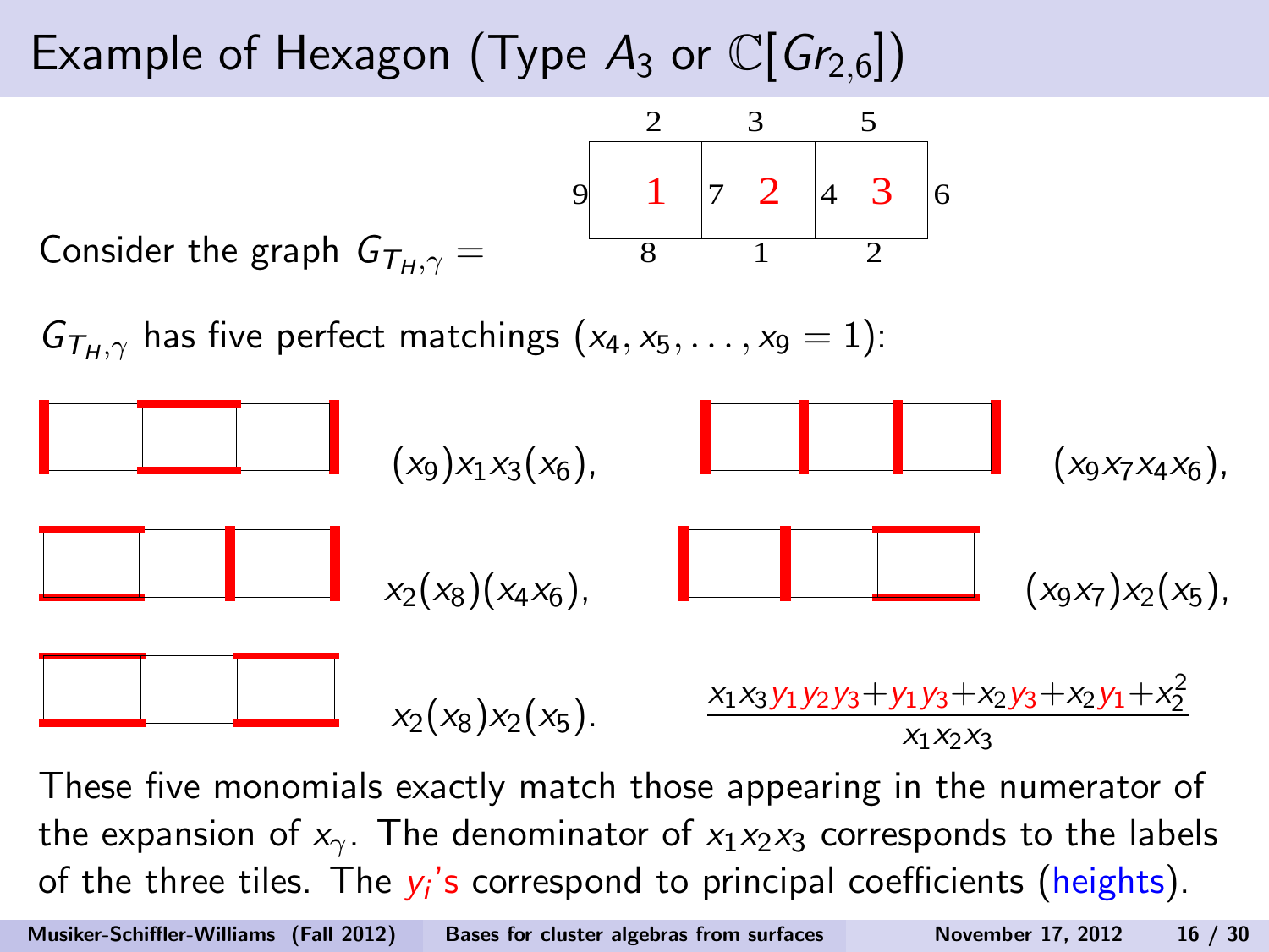# Example of Hexagon (Type $A_3$ or $\mathbb{C}[Gr_{2,6}]$)

Consider the graph $G_{T_H,\gamma} =$

$G_{T_H,\gamma}$ has five perfect matchings ($x_4, x_5, \ldots, x_9 = 1$):

$(x_9)x_1x_3(x_6)$, $(x_9x_7x_4x_6)$,

$x_2(x_8)(x_4x_6)$, $(x_9x_7)x_2(x_5)$,

$x_2(x_8)x_2(x_5)$.

$$\frac{x_1x_3y_1y_2y_3 + y_1y_3 + x_2y_3 + x_2y_1 + x_2^2}{x_1x_2x_3}$$

These five monomials exactly match those appearing in the numerator of the expansion of $x_\gamma$. The denominator of $x_1x_2x_3$ corresponds to the labels of the three tiles. The $y_i$'s correspond to principal coefficients (heights).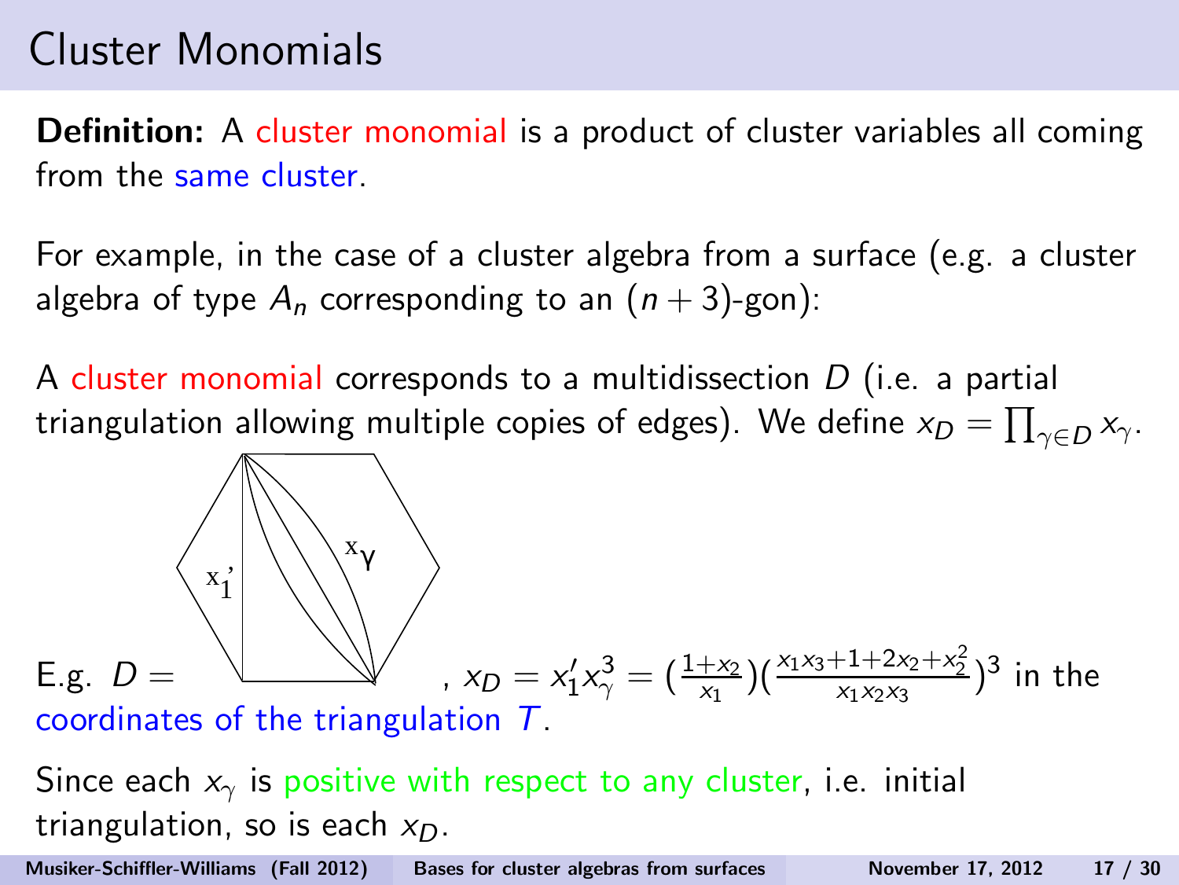# Cluster Monomials

**Definition:** A cluster monomial is a product of cluster variables all coming from the same cluster.

For example, in the case of a cluster algebra from a surface (e.g. a cluster algebra of type $A_n$ corresponding to an $(n+3)$-gon):

A cluster monomial corresponds to a multidissection $D$ (i.e. a partial triangulation allowing multiple copies of edges). We define $x_D = \prod_{\gamma \in D} x_\gamma$.

E.g. $D =$ [hexagon with arc $x_1'$ and three copies of arc $x_\gamma$], $x_D = x_1' x_\gamma^3 = (\frac{1+x_2}{x_1})(\frac{x_1x_3+1+2x_2+x_2^2}{x_1x_2x_3})^3$ in the coordinates of the triangulation $T$.

Since each $x_\gamma$ is positive with respect to any cluster, i.e. initial triangulation, so is each $x_D$.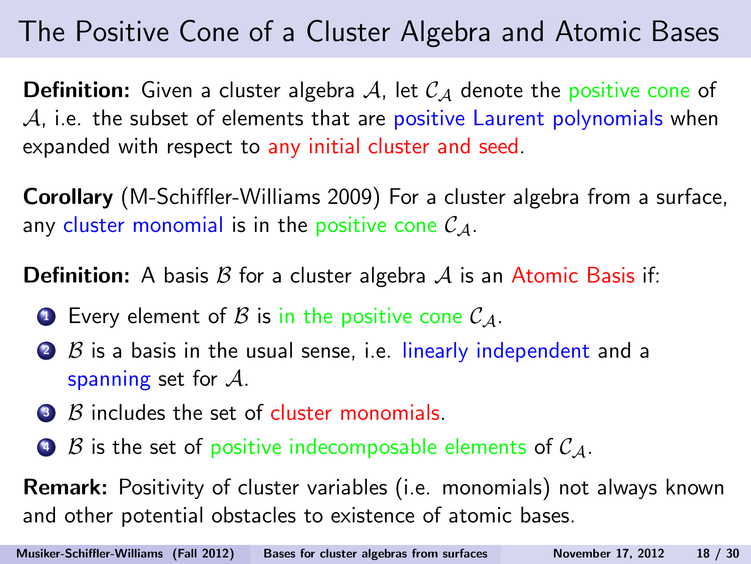# The Positive Cone of a Cluster Algebra and Atomic Bases

**Definition:** Given a cluster algebra $\mathcal{A}$, let $\mathcal{C}_{\mathcal{A}}$ denote the positive cone of $\mathcal{A}$, i.e. the subset of elements that are positive Laurent polynomials when expanded with respect to any initial cluster and seed.

**Corollary** (M-Schiffler-Williams 2009) For a cluster algebra from a surface, any cluster monomial is in the positive cone $\mathcal{C}_{\mathcal{A}}$.

**Definition:** A basis $\mathcal{B}$ for a cluster algebra $\mathcal{A}$ is an Atomic Basis if:

1. Every element of $\mathcal{B}$ is in the positive cone $\mathcal{C}_{\mathcal{A}}$.
2. $\mathcal{B}$ is a basis in the usual sense, i.e. linearly independent and a spanning set for $\mathcal{A}$.
3. $\mathcal{B}$ includes the set of cluster monomials.
4. $\mathcal{B}$ is the set of positive indecomposable elements of $\mathcal{C}_{\mathcal{A}}$.

**Remark:** Positivity of cluster variables (i.e. monomials) not always known and other potential obstacles to existence of atomic bases.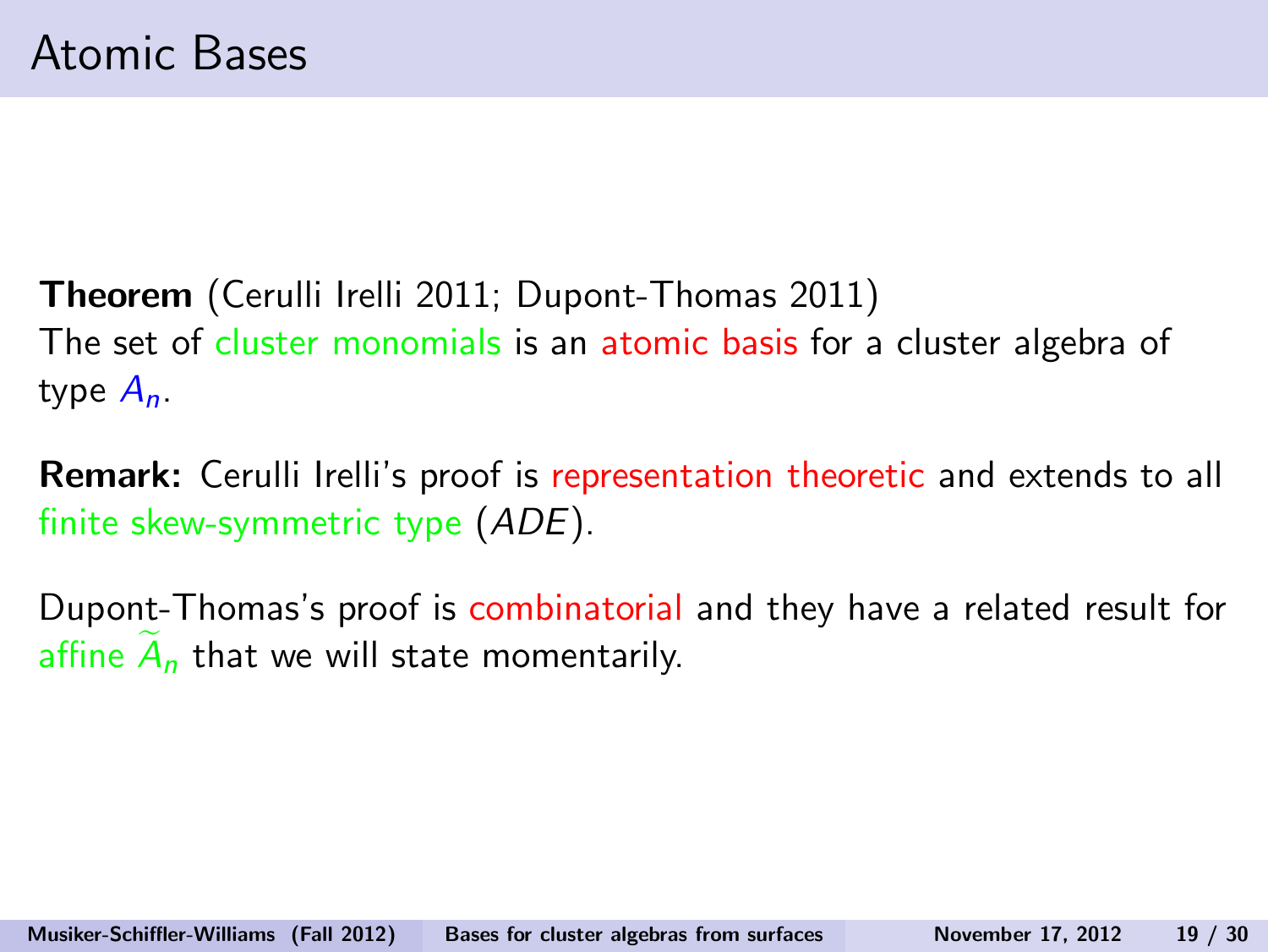# Atomic Bases

**Theorem** (Cerulli Irelli 2011; Dupont-Thomas 2011)
The set of cluster monomials is an atomic basis for a cluster algebra of type $A_n$.

**Remark:** Cerulli Irelli's proof is representation theoretic and extends to all finite skew-symmetric type ($ADE$).

Dupont-Thomas's proof is combinatorial and they have a related result for affine $\widetilde{A}_n$ that we will state momentarily.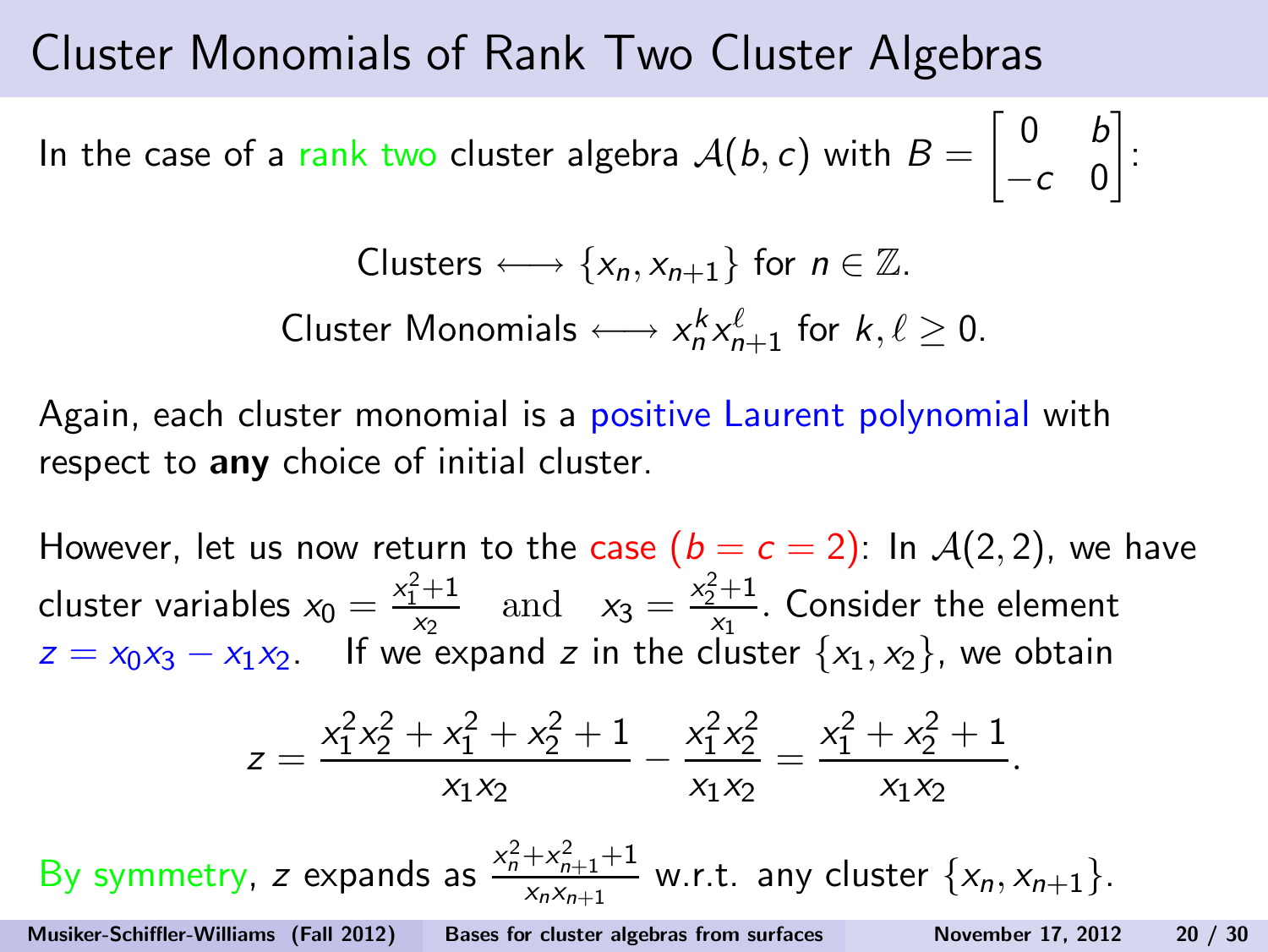# Cluster Monomials of Rank Two Cluster Algebras

In the case of a rank two cluster algebra $\mathcal{A}(b, c)$ with $B = \begin{bmatrix} 0 & b \\ -c & 0 \end{bmatrix}$:

$$\text{Clusters} \longleftrightarrow \{x_n, x_{n+1}\} \text{ for } n \in \mathbb{Z}.$$

$$\text{Cluster Monomials} \longleftrightarrow x_n^k x_{n+1}^\ell \text{ for } k, \ell \geq 0.$$

Again, each cluster monomial is a positive Laurent polynomial with respect to **any** choice of initial cluster.

However, let us now return to the case $(b = c = 2)$: In $\mathcal{A}(2, 2)$, we have cluster variables $x_0 = \frac{x_1^2+1}{x_2}$ and $x_3 = \frac{x_2^2+1}{x_1}$. Consider the element $z = x_0 x_3 - x_1 x_2$. If we expand $z$ in the cluster $\{x_1, x_2\}$, we obtain

$$z = \frac{x_1^2 x_2^2 + x_1^2 + x_2^2 + 1}{x_1 x_2} - \frac{x_1^2 x_2^2}{x_1 x_2} = \frac{x_1^2 + x_2^2 + 1}{x_1 x_2}.$$

By symmetry, $z$ expands as $\frac{x_n^2 + x_{n+1}^2 + 1}{x_n x_{n+1}}$ w.r.t. any cluster $\{x_n, x_{n+1}\}$.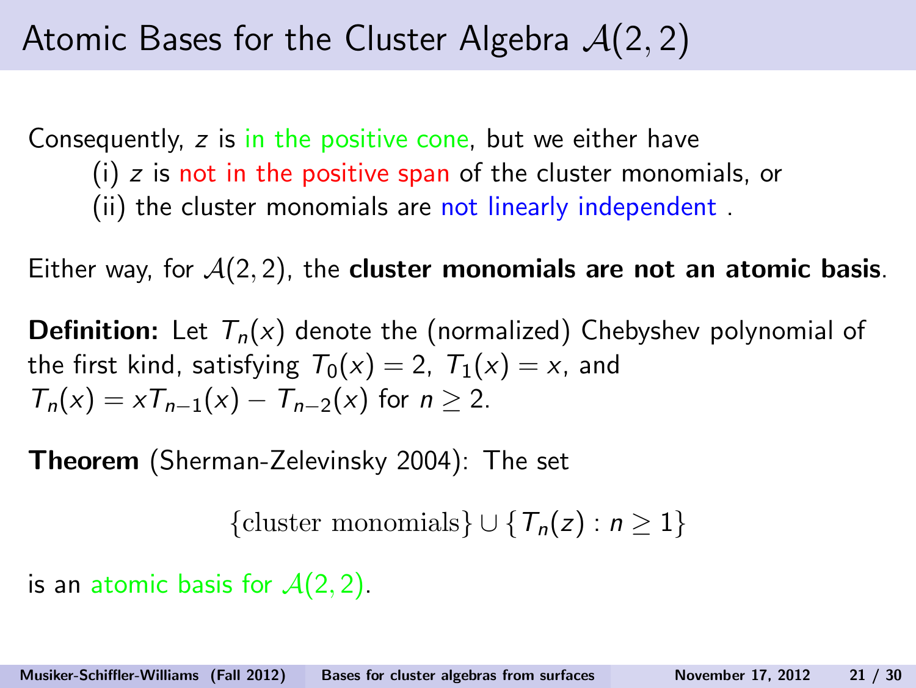# Atomic Bases for the Cluster Algebra $\mathcal{A}(2, 2)$

Consequently, $z$ is in the positive cone, but we either have

(i) $z$ is not in the positive span of the cluster monomials, or
(ii) the cluster monomials are not linearly independent .

Either way, for $\mathcal{A}(2, 2)$, the **cluster monomials are not an atomic basis**.

**Definition:** Let $T_n(x)$ denote the (normalized) Chebyshev polynomial of the first kind, satisfying $T_0(x) = 2$, $T_1(x) = x$, and $T_n(x) = xT_{n-1}(x) - T_{n-2}(x)$ for $n \geq 2$.

**Theorem** (Sherman-Zelevinsky 2004): The set

$$\{\text{cluster monomials}\} \cup \{T_n(z) : n \geq 1\}$$

is an atomic basis for $\mathcal{A}(2, 2)$.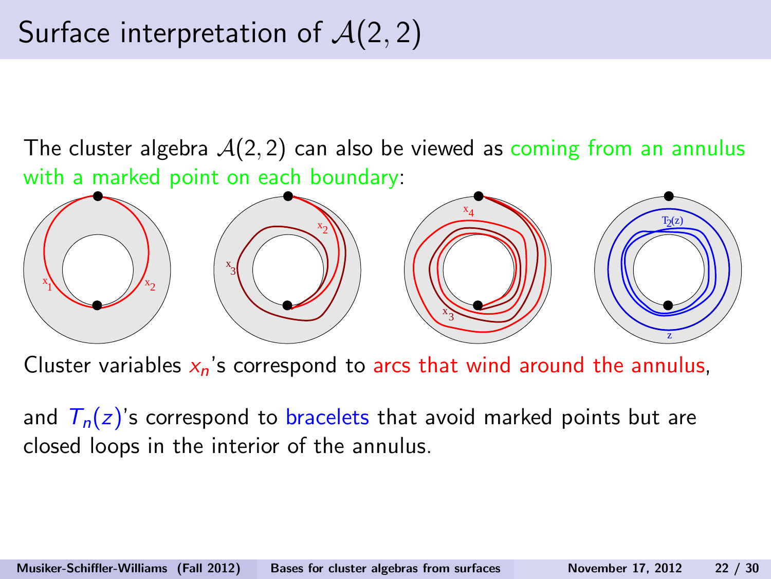# Surface interpretation of $\mathcal{A}(2,2)$

The cluster algebra $\mathcal{A}(2,2)$ can also be viewed as coming from an annulus with a marked point on each boundary:

Cluster variables $x_n$'s correspond to arcs that wind around the annulus,

and $T_n(z)$'s correspond to bracelets that avoid marked points but are closed loops in the interior of the annulus.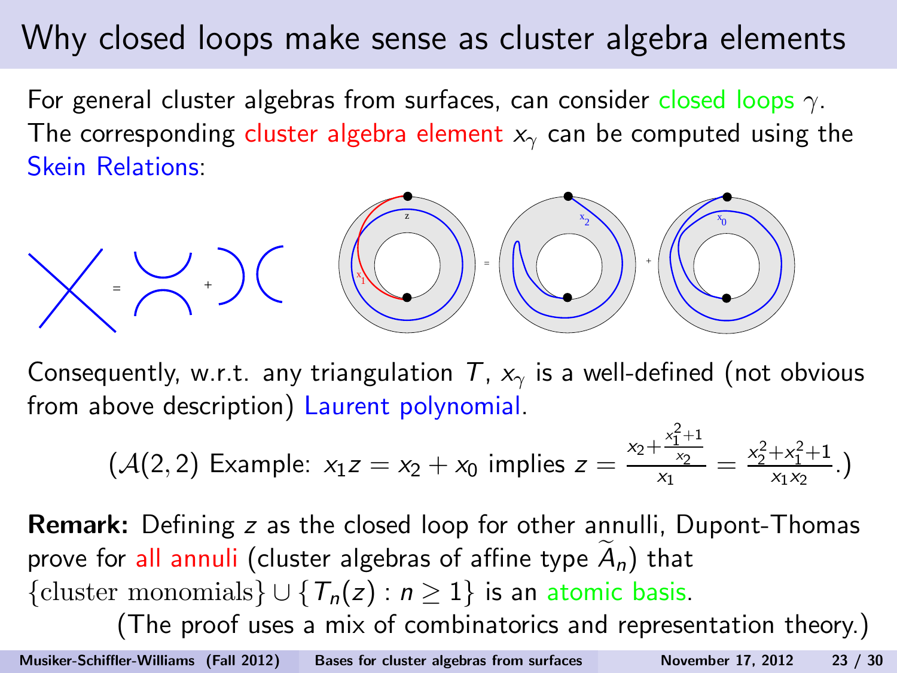# Why closed loops make sense as cluster algebra elements

For general cluster algebras from surfaces, can consider closed loops $\gamma$. The corresponding cluster algebra element $x_\gamma$ can be computed using the Skein Relations:

Consequently, w.r.t. any triangulation $T$, $x_\gamma$ is a well-defined (not obvious from above description) Laurent polynomial.

$$(\mathcal{A}(2,2) \text{ Example: } x_1 z = x_2 + x_0 \text{ implies } z = \frac{x_2 + \frac{x_1^2+1}{x_2}}{x_1} = \frac{x_2^2 + x_1^2 + 1}{x_1 x_2}.)$$

**Remark:** Defining $z$ as the closed loop for other annulli, Dupont-Thomas prove for all annuli (cluster algebras of affine type $\widetilde{A}_n$) that $\{\text{cluster monomials}\} \cup \{T_n(z) : n \geq 1\}$ is an atomic basis.

(The proof uses a mix of combinatorics and representation theory.)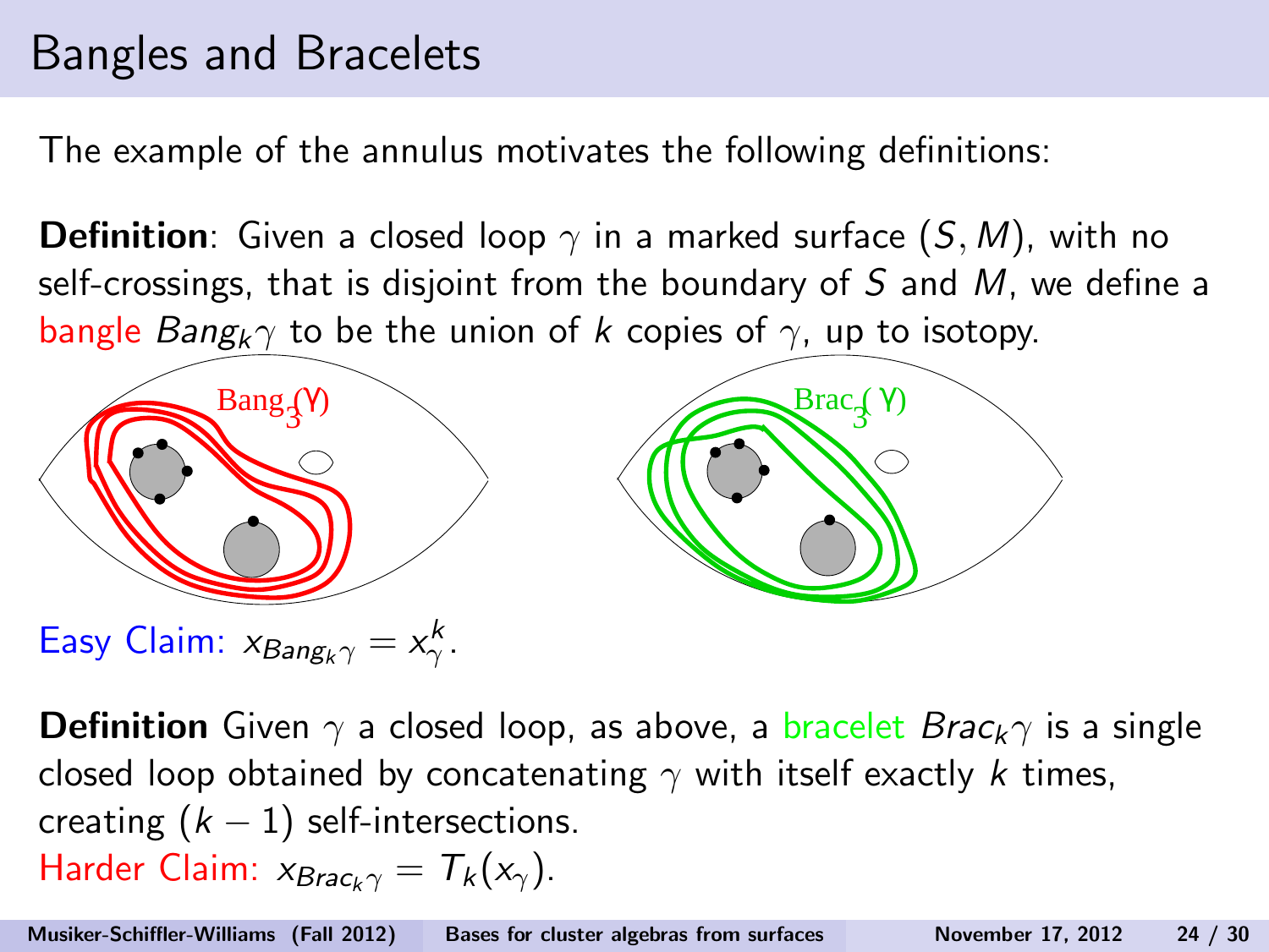# Bangles and Bracelets

The example of the annulus motivates the following definitions:

**Definition**: Given a closed loop $\gamma$ in a marked surface $(S, M)$, with no self-crossings, that is disjoint from the boundary of $S$ and $M$, we define a bangle $Bang_k \gamma$ to be the union of $k$ copies of $\gamma$, up to isotopy.

Easy Claim: $x_{Bang_k \gamma} = x_\gamma^k$.

**Definition** Given $\gamma$ a closed loop, as above, a bracelet $Brac_k \gamma$ is a single closed loop obtained by concatenating $\gamma$ with itself exactly $k$ times, creating $(k-1)$ self-intersections.

Harder Claim: $x_{Brac_k \gamma} = T_k(x_\gamma)$.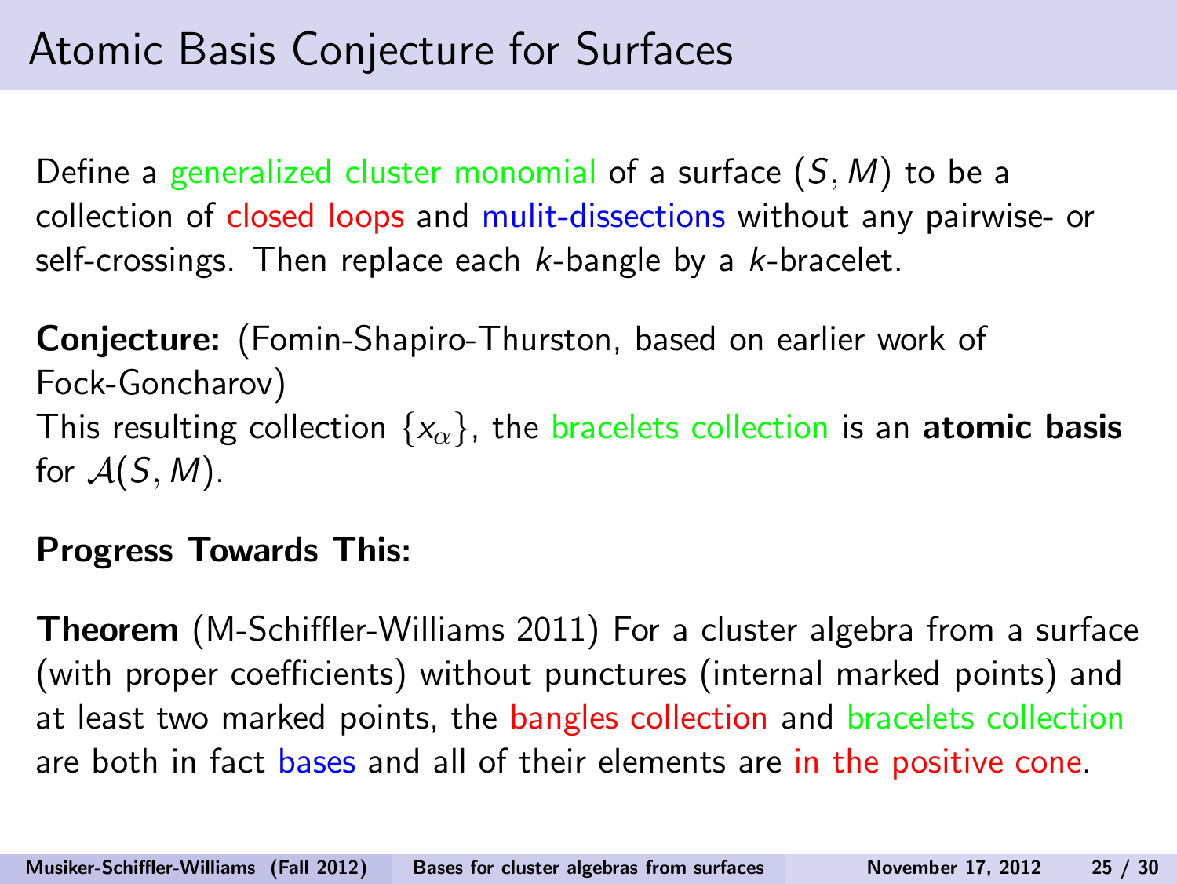# Atomic Basis Conjecture for Surfaces

Define a generalized cluster monomial of a surface $(S, M)$ to be a collection of closed loops and mulit-dissections without any pairwise- or self-crossings. Then replace each $k$-bangle by a $k$-bracelet.

**Conjecture:** (Fomin-Shapiro-Thurston, based on earlier work of Fock-Goncharov)
This resulting collection $\{x_\alpha\}$, the bracelets collection is an **atomic basis** for $\mathcal{A}(S, M)$.

**Progress Towards This:**

**Theorem** (M-Schiffler-Williams 2011) For a cluster algebra from a surface (with proper coefficients) without punctures (internal marked points) and at least two marked points, the bangles collection and bracelets collection are both in fact bases and all of their elements are in the positive cone.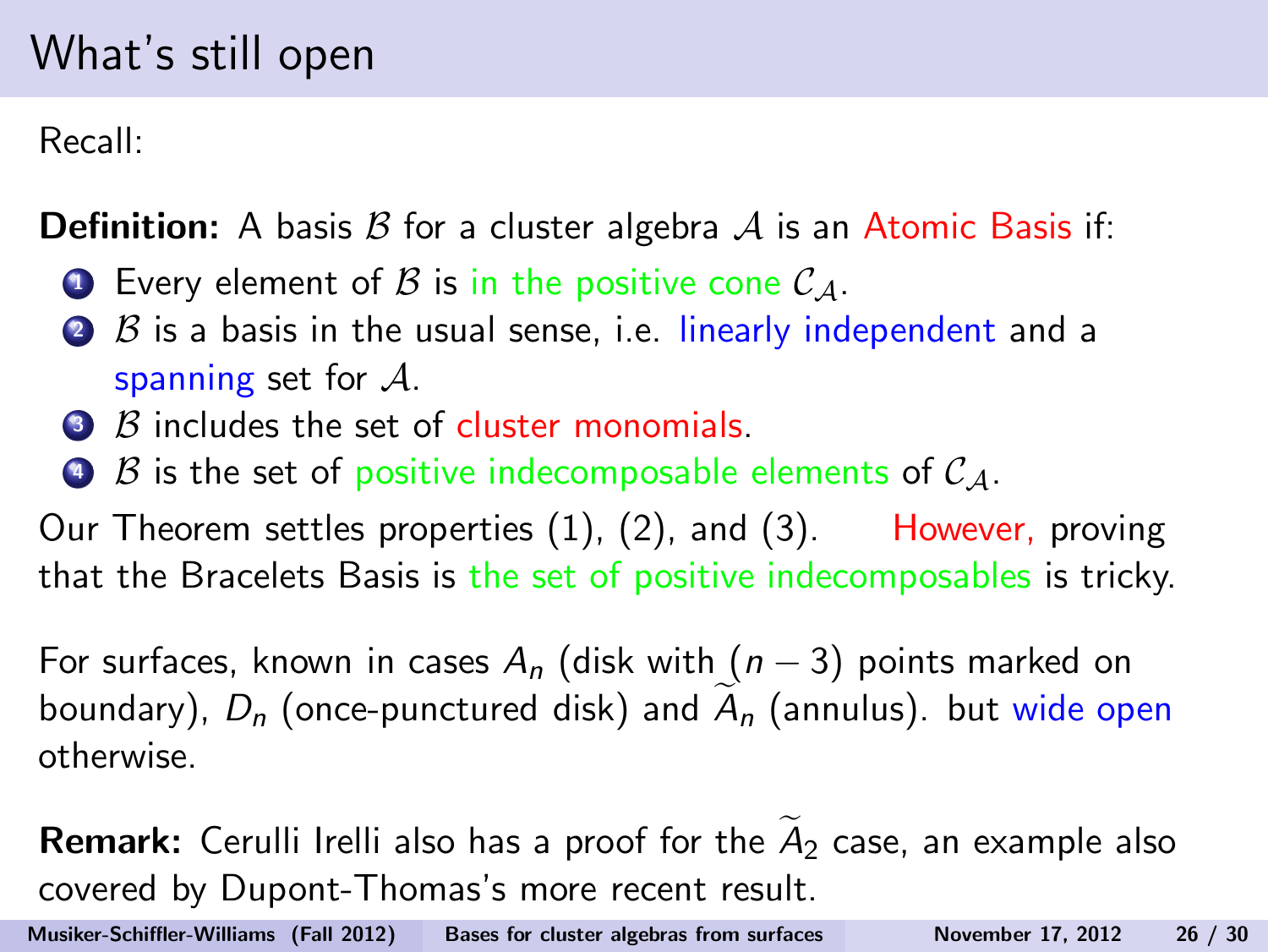# What's still open

Recall:

**Definition:** A basis $\mathcal{B}$ for a cluster algebra $\mathcal{A}$ is an Atomic Basis if:

1. Every element of $\mathcal{B}$ is in the positive cone $\mathcal{C}_{\mathcal{A}}$.
2. $\mathcal{B}$ is a basis in the usual sense, i.e. linearly independent and a spanning set for $\mathcal{A}$.
3. $\mathcal{B}$ includes the set of cluster monomials.
4. $\mathcal{B}$ is the set of positive indecomposable elements of $\mathcal{C}_{\mathcal{A}}$.

Our Theorem settles properties (1), (2), and (3). However, proving that the Bracelets Basis is the set of positive indecomposables is tricky.

For surfaces, known in cases $A_n$ (disk with $(n-3)$ points marked on boundary), $D_n$ (once-punctured disk) and $\widetilde{A}_n$ (annulus). but wide open otherwise.

**Remark:** Cerulli Irelli also has a proof for the $\widetilde{A}_2$ case, an example also covered by Dupont-Thomas's more recent result.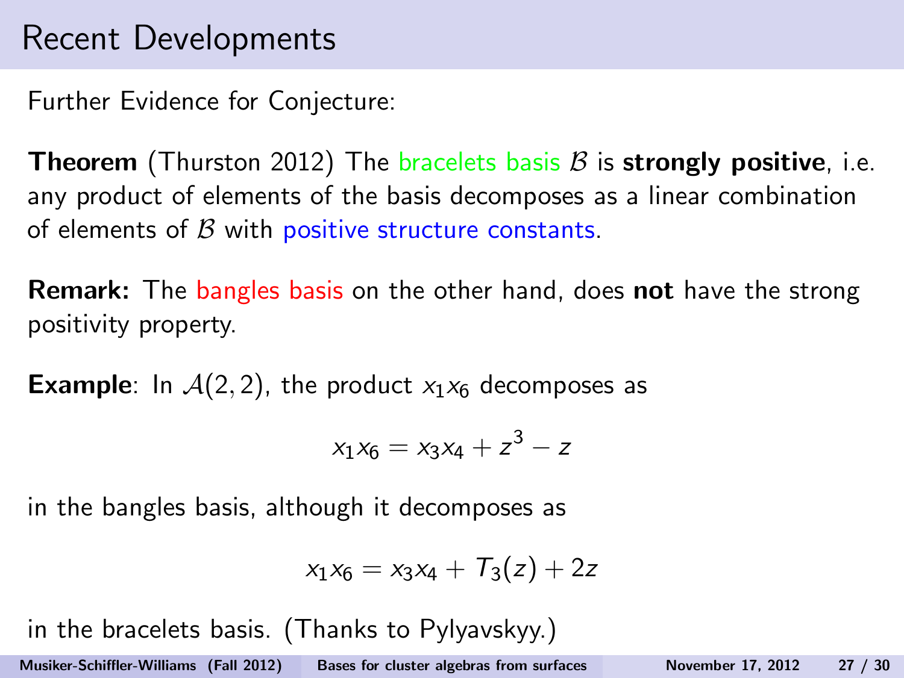# Recent Developments

Further Evidence for Conjecture:

**Theorem** (Thurston 2012) The bracelets basis $\mathcal{B}$ is **strongly positive**, i.e. any product of elements of the basis decomposes as a linear combination of elements of $\mathcal{B}$ with positive structure constants.

**Remark:** The bangles basis on the other hand, does **not** have the strong positivity property.

**Example**: In $\mathcal{A}(2,2)$, the product $x_1 x_6$ decomposes as

$$x_1 x_6 = x_3 x_4 + z^3 - z$$

in the bangles basis, although it decomposes as

$$x_1 x_6 = x_3 x_4 + T_3(z) + 2z$$

in the bracelets basis. (Thanks to Pylyavskyy.)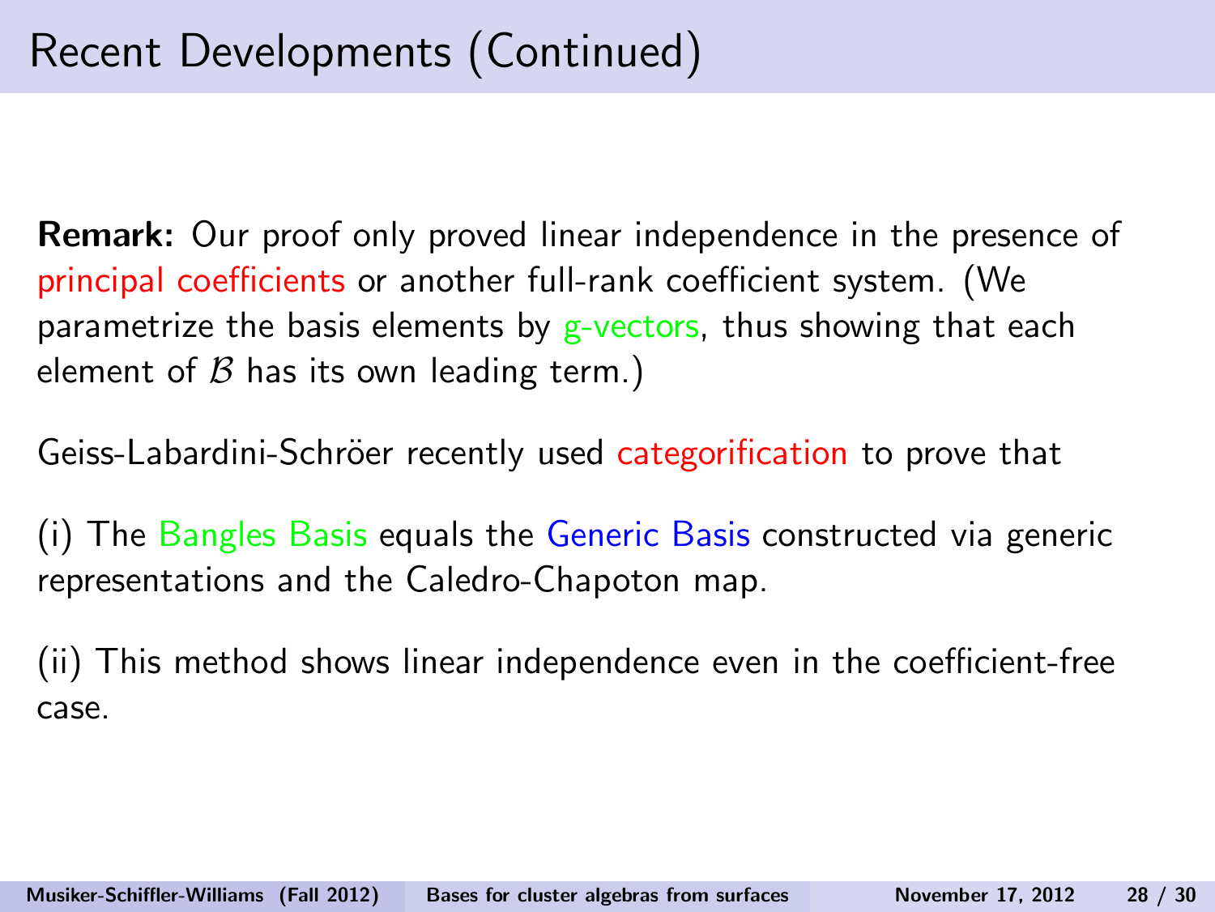# Recent Developments (Continued)

**Remark:** Our proof only proved linear independence in the presence of principal coefficients or another full-rank coefficient system. (We parametrize the basis elements by g-vectors, thus showing that each element of $\mathcal{B}$ has its own leading term.)

Geiss-Labardini-Schröer recently used categorification to prove that

(i) The Bangles Basis equals the Generic Basis constructed via generic representations and the Caledro-Chapoton map.

(ii) This method shows linear independence even in the coefficient-free case.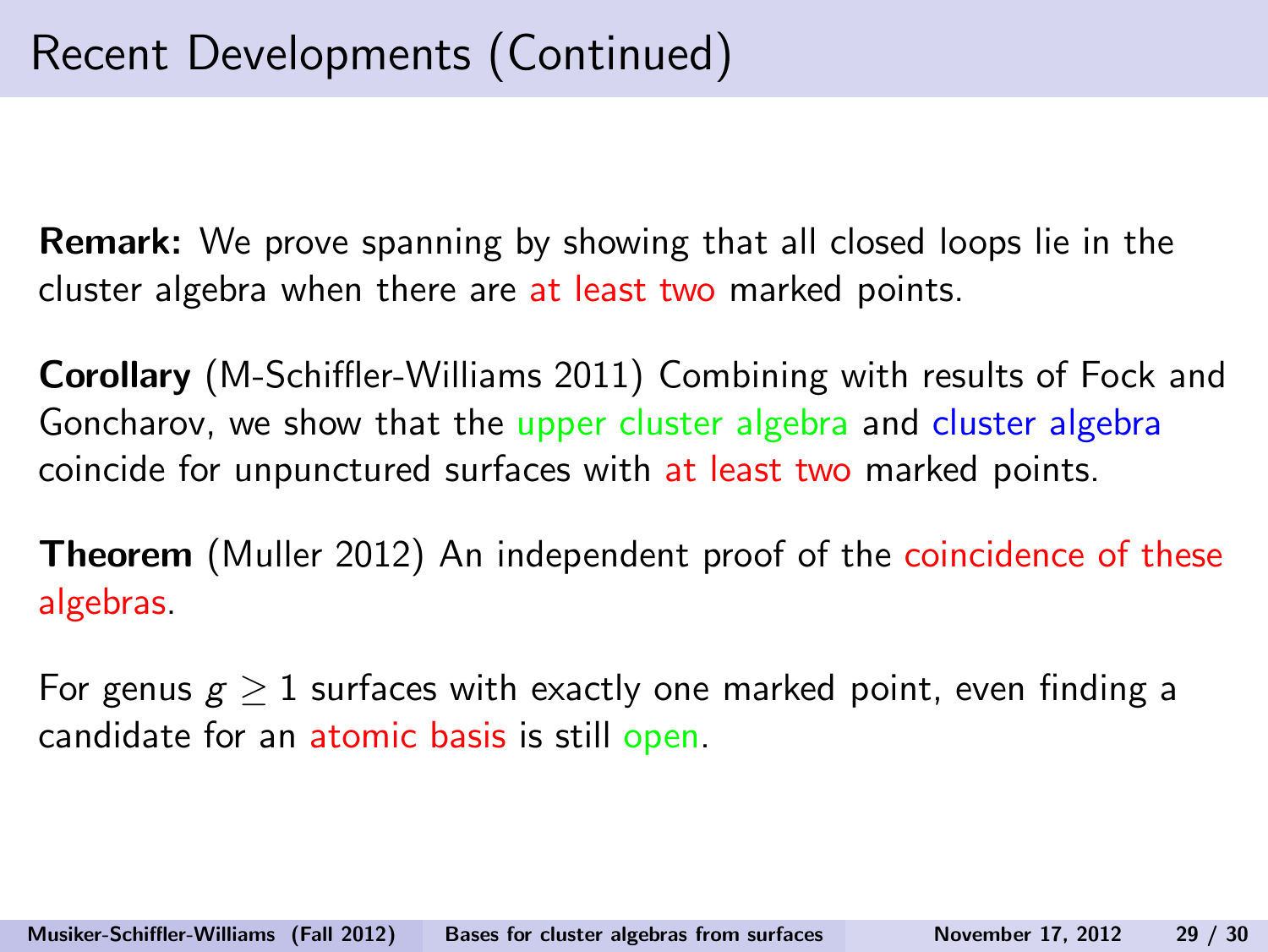# Recent Developments (Continued)

**Remark:** We prove spanning by showing that all closed loops lie in the cluster algebra when there are at least two marked points.

**Corollary** (M-Schiffler-Williams 2011) Combining with results of Fock and Goncharov, we show that the upper cluster algebra and cluster algebra coincide for unpunctured surfaces with at least two marked points.

**Theorem** (Muller 2012) An independent proof of the coincidence of these algebras.

For genus $g \geq 1$ surfaces with exactly one marked point, even finding a candidate for an atomic basis is still open.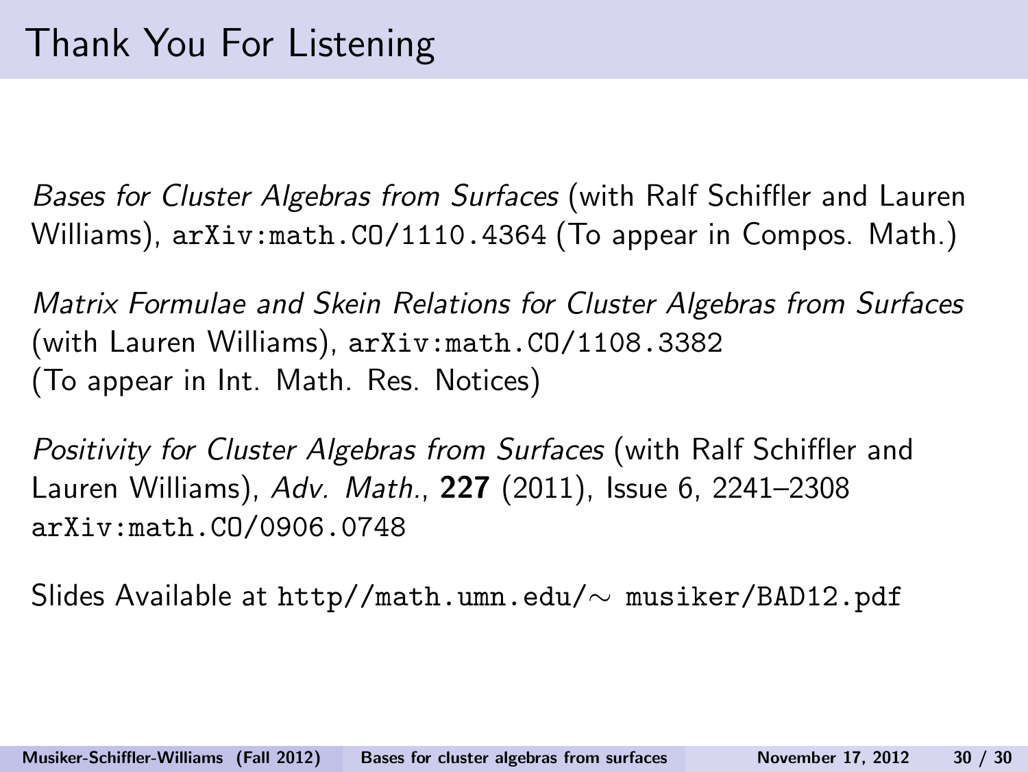# Thank You For Listening

*Bases for Cluster Algebras from Surfaces* (with Ralf Schiffler and Lauren Williams), `arXiv:math.CO/1110.4364` (To appear in Compos. Math.)

*Matrix Formulae and Skein Relations for Cluster Algebras from Surfaces* (with Lauren Williams), `arXiv:math.CO/1108.3382`
(To appear in Int. Math. Res. Notices)

*Positivity for Cluster Algebras from Surfaces* (with Ralf Schiffler and Lauren Williams), *Adv. Math.*, **227** (2011), Issue 6, 2241–2308
`arXiv:math.CO/0906.0748`

Slides Available at `http//math.umn.edu/∼ musiker/BAD12.pdf`